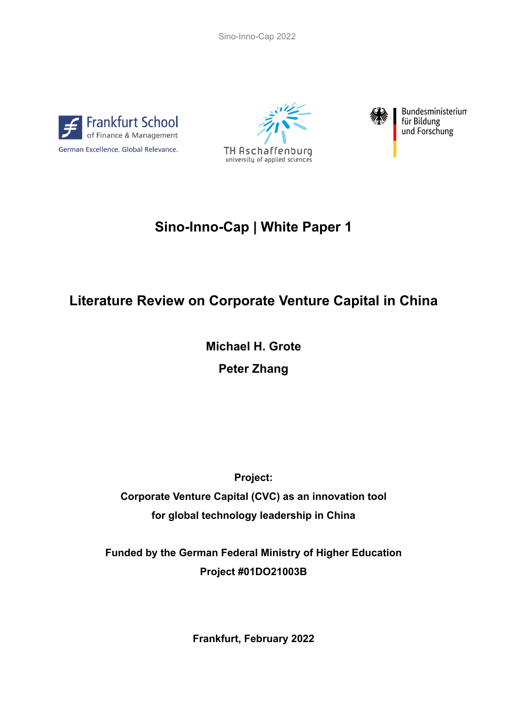Frankfurt School of Finance & Management

German Excellence. Global Relevance.

TH Aschaffenburg university of applied sciences

Bundesministerium für Bildung und Forschung

# Sino-Inno-Cap | White Paper 1

## Literature Review on Corporate Venture Capital in China

**Michael H. Grote**

**Peter Zhang**

**Project:**

**Corporate Venture Capital (CVC) as an innovation tool for global technology leadership in China**

**Funded by the German Federal Ministry of Higher Education**

**Project #01DO21003B**

**Frankfurt, February 2022**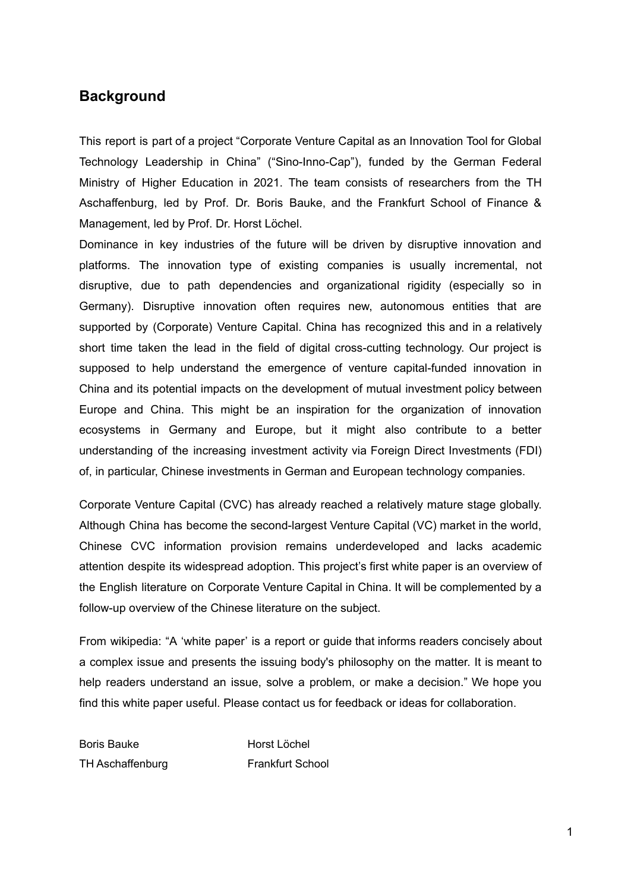## Background

This report is part of a project “Corporate Venture Capital as an Innovation Tool for Global Technology Leadership in China” (“Sino-Inno-Cap”), funded by the German Federal Ministry of Higher Education in 2021. The team consists of researchers from the TH Aschaffenburg, led by Prof. Dr. Boris Bauke, and the Frankfurt School of Finance & Management, led by Prof. Dr. Horst Löchel.
Dominance in key industries of the future will be driven by disruptive innovation and platforms. The innovation type of existing companies is usually incremental, not disruptive, due to path dependencies and organizational rigidity (especially so in Germany). Disruptive innovation often requires new, autonomous entities that are supported by (Corporate) Venture Capital. China has recognized this and in a relatively short time taken the lead in the field of digital cross-cutting technology. Our project is supposed to help understand the emergence of venture capital-funded innovation in China and its potential impacts on the development of mutual investment policy between Europe and China. This might be an inspiration for the organization of innovation ecosystems in Germany and Europe, but it might also contribute to a better understanding of the increasing investment activity via Foreign Direct Investments (FDI) of, in particular, Chinese investments in German and European technology companies.

Corporate Venture Capital (CVC) has already reached a relatively mature stage globally. Although China has become the second-largest Venture Capital (VC) market in the world, Chinese CVC information provision remains underdeveloped and lacks academic attention despite its widespread adoption. This project’s first white paper is an overview of the English literature on Corporate Venture Capital in China. It will be complemented by a follow-up overview of the Chinese literature on the subject.

From wikipedia: “A ‘white paper’ is a report or guide that informs readers concisely about a complex issue and presents the issuing body's philosophy on the matter. It is meant to help readers understand an issue, solve a problem, or make a decision.” We hope you find this white paper useful. Please contact us for feedback or ideas for collaboration.

| Boris Bauke | Horst Löchel |
|---|---|
| TH Aschaffenburg | Frankfurt School |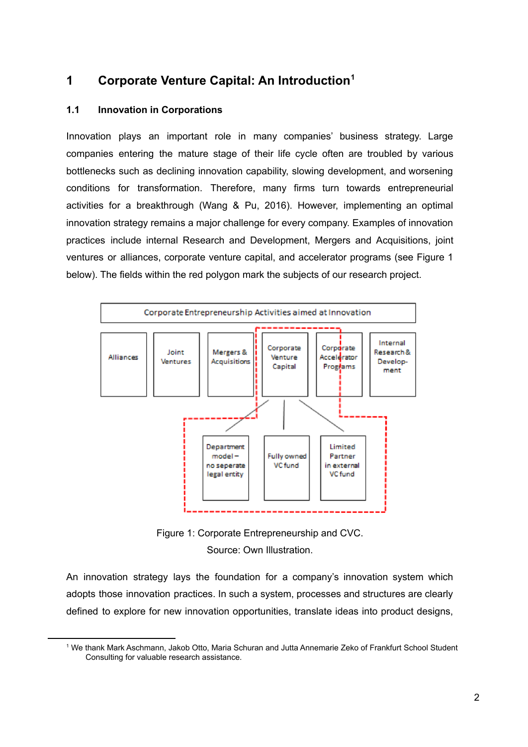# 1 Corporate Venture Capital: An Introduction[1]

## 1.1 Innovation in Corporations

Innovation plays an important role in many companies' business strategy. Large companies entering the mature stage of their life cycle often are troubled by various bottlenecks such as declining innovation capability, slowing development, and worsening conditions for transformation. Therefore, many firms turn towards entrepreneurial activities for a breakthrough (Wang & Pu, 2016). However, implementing an optimal innovation strategy remains a major challenge for every company. Examples of innovation practices include internal Research and Development, Mergers and Acquisitions, joint ventures or alliances, corporate venture capital, and accelerator programs (see Figure 1 below). The fields within the red polygon mark the subjects of our research project.

Corporate Entrepreneurship Activities aimed at Innovation

Alliances | Joint Ventures | Mergers & Acquisitions | Corporate Venture Capital | Corporate Accelerator Programs | Internal Research & Develop-ment

Department model – no seperate legal entity | Fully owned VC fund | Limited Partner in external VC fund

Figure 1: Corporate Entrepreneurship and CVC.

Source: Own Illustration.

An innovation strategy lays the foundation for a company's innovation system which adopts those innovation practices. In such a system, processes and structures are clearly defined to explore for new innovation opportunities, translate ideas into product designs,

[1] We thank Mark Aschmann, Jakob Otto, Maria Schuran and Jutta Annemarie Zeko of Frankfurt School Student Consulting for valuable research assistance.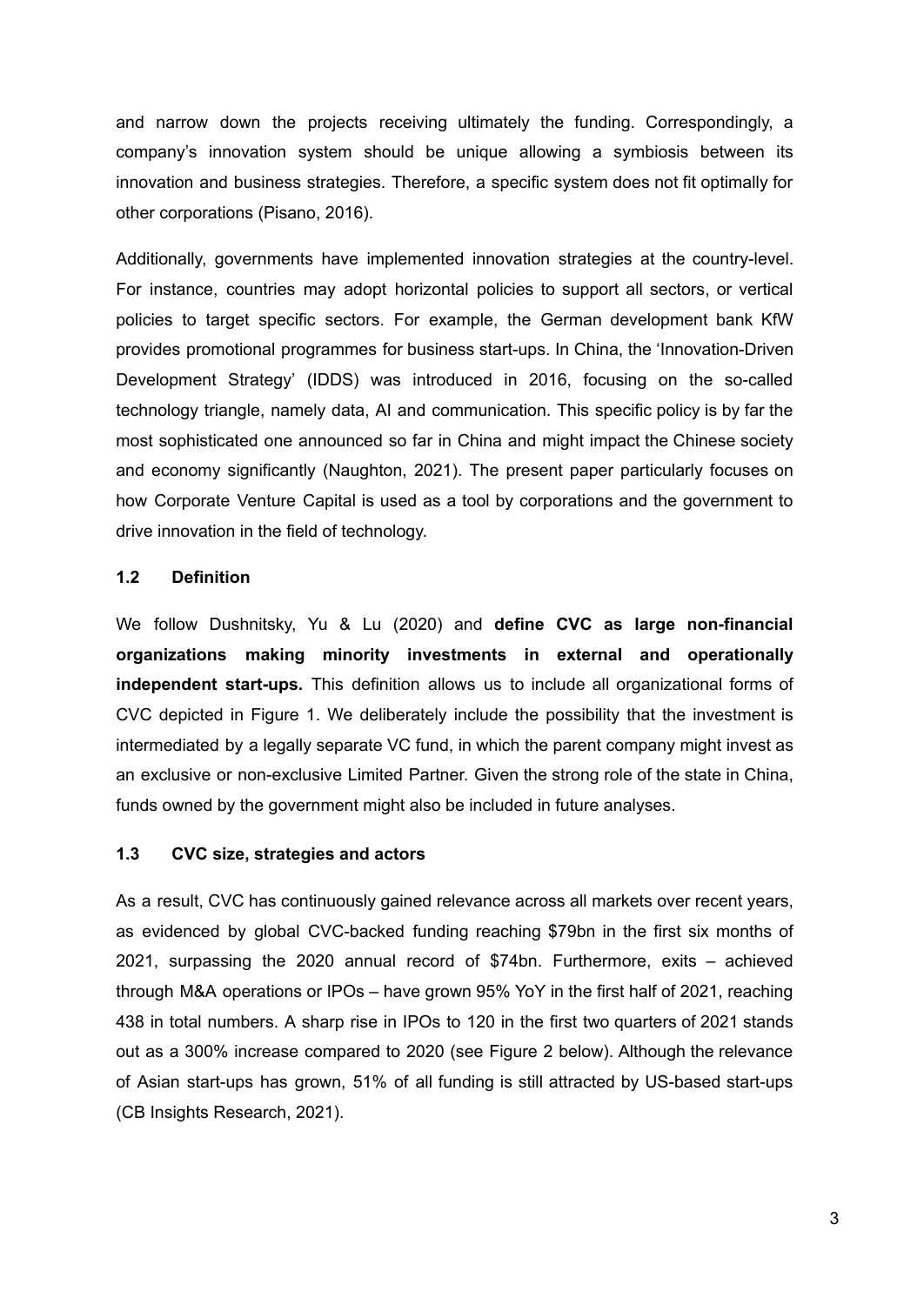and narrow down the projects receiving ultimately the funding. Correspondingly, a company's innovation system should be unique allowing a symbiosis between its innovation and business strategies. Therefore, a specific system does not fit optimally for other corporations (Pisano, 2016).

Additionally, governments have implemented innovation strategies at the country-level. For instance, countries may adopt horizontal policies to support all sectors, or vertical policies to target specific sectors. For example, the German development bank KfW provides promotional programmes for business start-ups. In China, the 'Innovation-Driven Development Strategy' (IDDS) was introduced in 2016, focusing on the so-called technology triangle, namely data, AI and communication. This specific policy is by far the most sophisticated one announced so far in China and might impact the Chinese society and economy significantly (Naughton, 2021). The present paper particularly focuses on how Corporate Venture Capital is used as a tool by corporations and the government to drive innovation in the field of technology.

### 1.2 Definition

We follow Dushnitsky, Yu & Lu (2020) and **define CVC as large non-financial organizations making minority investments in external and operationally independent start-ups.** This definition allows us to include all organizational forms of CVC depicted in Figure 1. We deliberately include the possibility that the investment is intermediated by a legally separate VC fund, in which the parent company might invest as an exclusive or non-exclusive Limited Partner. Given the strong role of the state in China, funds owned by the government might also be included in future analyses.

### 1.3 CVC size, strategies and actors

As a result, CVC has continuously gained relevance across all markets over recent years, as evidenced by global CVC-backed funding reaching $79bn in the first six months of 2021, surpassing the 2020 annual record of $74bn. Furthermore, exits – achieved through M&A operations or IPOs – have grown 95% YoY in the first half of 2021, reaching 438 in total numbers. A sharp rise in IPOs to 120 in the first two quarters of 2021 stands out as a 300% increase compared to 2020 (see Figure 2 below). Although the relevance of Asian start-ups has grown, 51% of all funding is still attracted by US-based start-ups (CB Insights Research, 2021).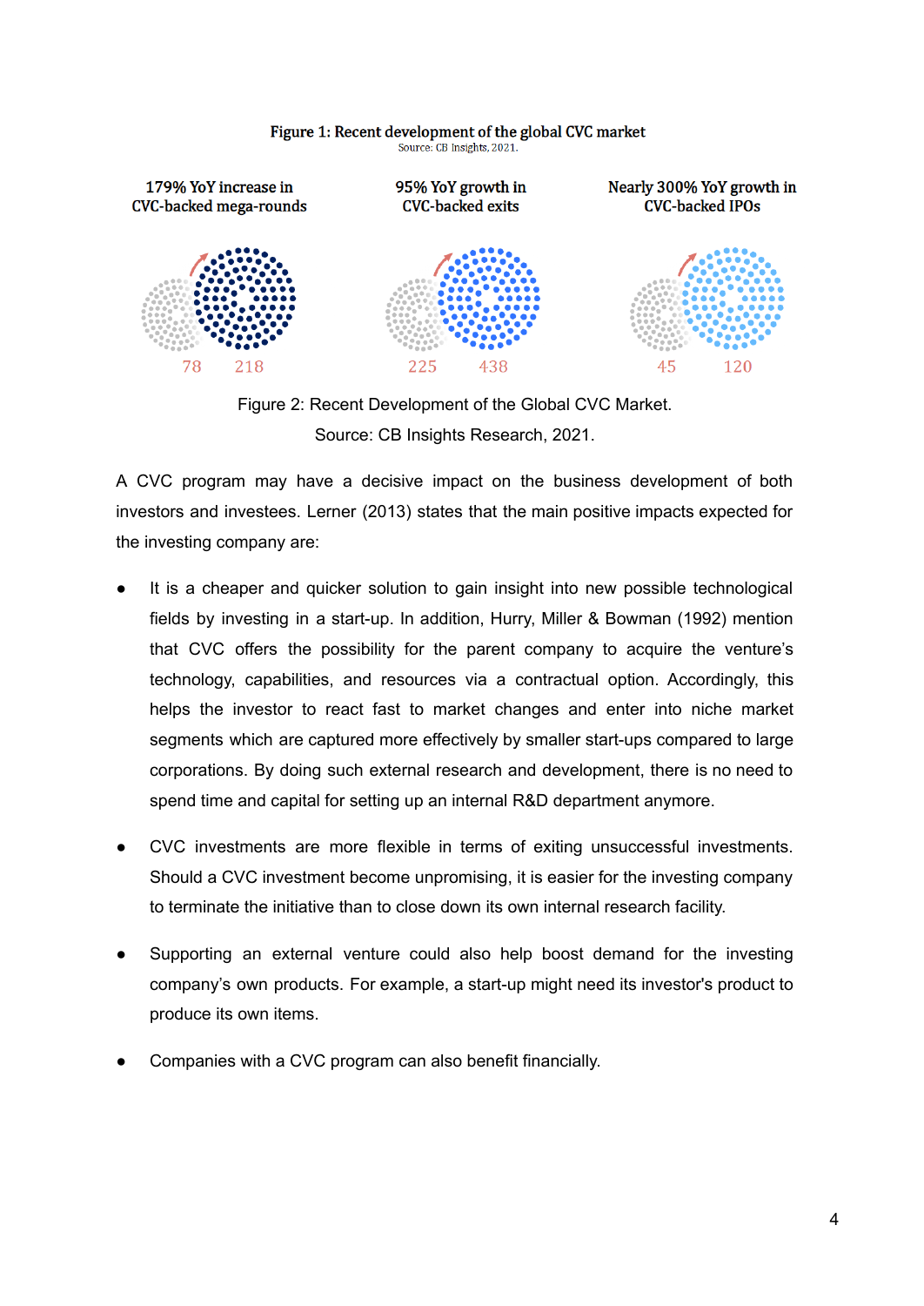Figure 1: Recent development of the global CVC market

Source: CB Insights, 2021.

179% YoY increase in CVC-backed mega-rounds

78 218

95% YoY growth in CVC-backed exits

225 438

Nearly 300% YoY growth in CVC-backed IPOs

45 120

Figure 2: Recent Development of the Global CVC Market.
Source: CB Insights Research, 2021.

A CVC program may have a decisive impact on the business development of both investors and investees. Lerner (2013) states that the main positive impacts expected for the investing company are:

- It is a cheaper and quicker solution to gain insight into new possible technological fields by investing in a start-up. In addition, Hurry, Miller & Bowman (1992) mention that CVC offers the possibility for the parent company to acquire the venture's technology, capabilities, and resources via a contractual option. Accordingly, this helps the investor to react fast to market changes and enter into niche market segments which are captured more effectively by smaller start-ups compared to large corporations. By doing such external research and development, there is no need to spend time and capital for setting up an internal R&D department anymore.

- CVC investments are more flexible in terms of exiting unsuccessful investments. Should a CVC investment become unpromising, it is easier for the investing company to terminate the initiative than to close down its own internal research facility.

- Supporting an external venture could also help boost demand for the investing company's own products. For example, a start-up might need its investor's product to produce its own items.

- Companies with a CVC program can also benefit financially.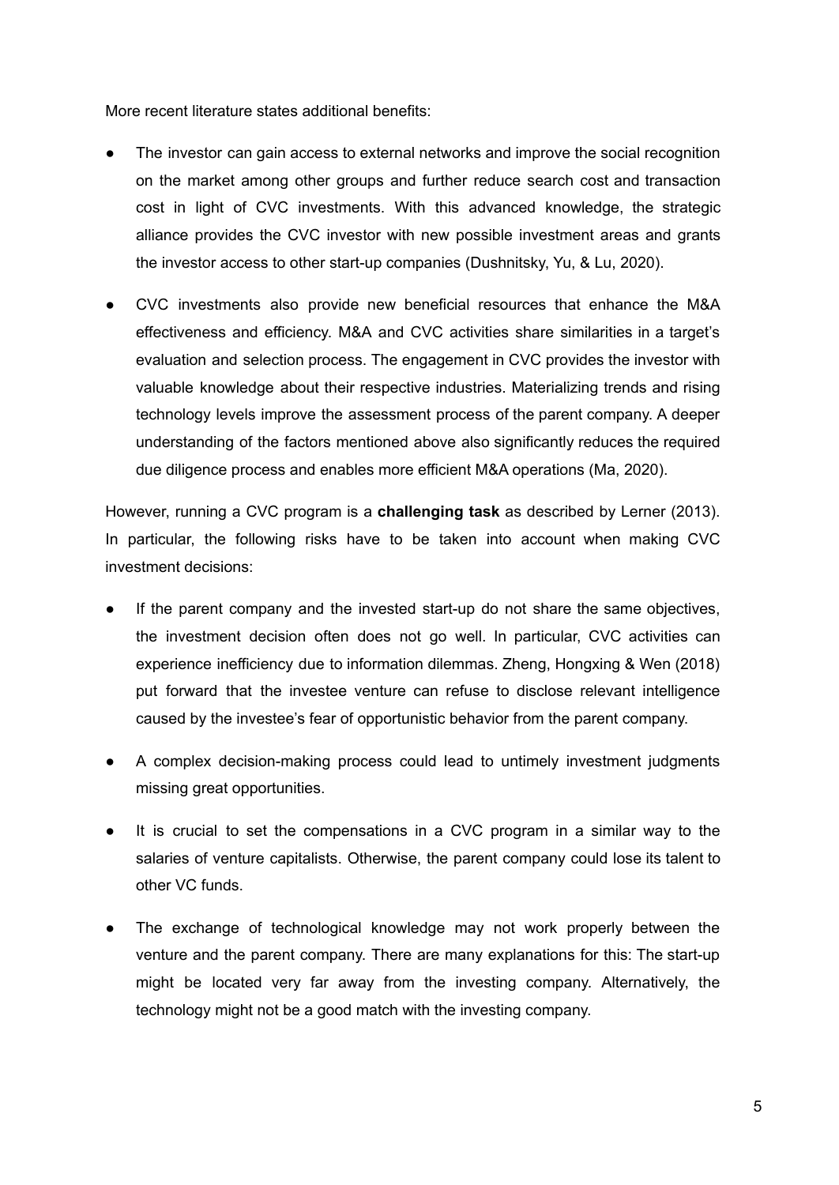More recent literature states additional benefits:

- The investor can gain access to external networks and improve the social recognition on the market among other groups and further reduce search cost and transaction cost in light of CVC investments. With this advanced knowledge, the strategic alliance provides the CVC investor with new possible investment areas and grants the investor access to other start-up companies (Dushnitsky, Yu, & Lu, 2020).
- CVC investments also provide new beneficial resources that enhance the M&A effectiveness and efficiency. M&A and CVC activities share similarities in a target's evaluation and selection process. The engagement in CVC provides the investor with valuable knowledge about their respective industries. Materializing trends and rising technology levels improve the assessment process of the parent company. A deeper understanding of the factors mentioned above also significantly reduces the required due diligence process and enables more efficient M&A operations (Ma, 2020).

However, running a CVC program is a **challenging task** as described by Lerner (2013). In particular, the following risks have to be taken into account when making CVC investment decisions:

- If the parent company and the invested start-up do not share the same objectives, the investment decision often does not go well. In particular, CVC activities can experience inefficiency due to information dilemmas. Zheng, Hongxing & Wen (2018) put forward that the investee venture can refuse to disclose relevant intelligence caused by the investee's fear of opportunistic behavior from the parent company.
- A complex decision-making process could lead to untimely investment judgments missing great opportunities.
- It is crucial to set the compensations in a CVC program in a similar way to the salaries of venture capitalists. Otherwise, the parent company could lose its talent to other VC funds.
- The exchange of technological knowledge may not work properly between the venture and the parent company. There are many explanations for this: The start-up might be located very far away from the investing company. Alternatively, the technology might not be a good match with the investing company.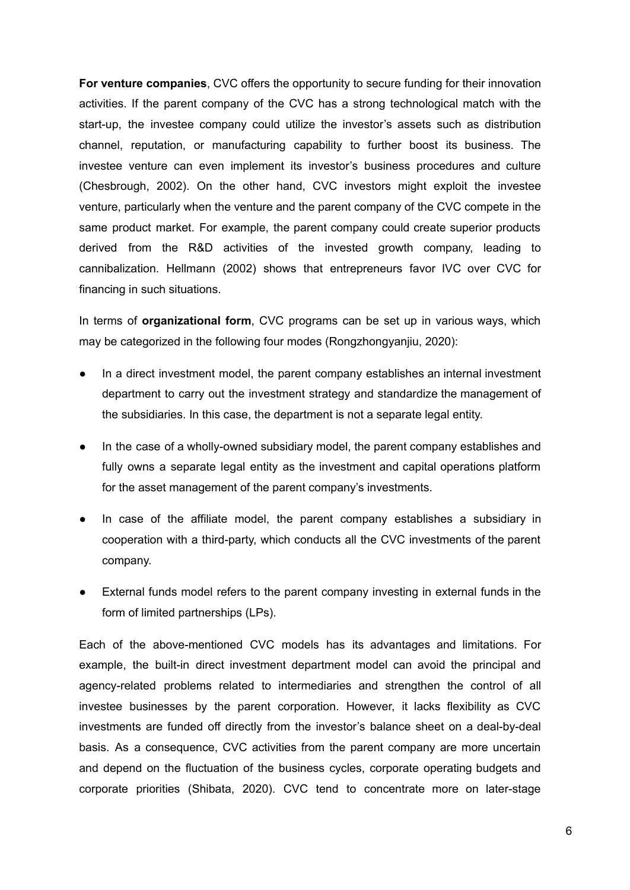**For venture companies**, CVC offers the opportunity to secure funding for their innovation activities. If the parent company of the CVC has a strong technological match with the start-up, the investee company could utilize the investor's assets such as distribution channel, reputation, or manufacturing capability to further boost its business. The investee venture can even implement its investor's business procedures and culture (Chesbrough, 2002). On the other hand, CVC investors might exploit the investee venture, particularly when the venture and the parent company of the CVC compete in the same product market. For example, the parent company could create superior products derived from the R&D activities of the invested growth company, leading to cannibalization. Hellmann (2002) shows that entrepreneurs favor IVC over CVC for financing in such situations.

In terms of **organizational form**, CVC programs can be set up in various ways, which may be categorized in the following four modes (Rongzhongyanjiu, 2020):

- In a direct investment model, the parent company establishes an internal investment department to carry out the investment strategy and standardize the management of the subsidiaries. In this case, the department is not a separate legal entity.
- In the case of a wholly-owned subsidiary model, the parent company establishes and fully owns a separate legal entity as the investment and capital operations platform for the asset management of the parent company's investments.
- In case of the affiliate model, the parent company establishes a subsidiary in cooperation with a third-party, which conducts all the CVC investments of the parent company.
- External funds model refers to the parent company investing in external funds in the form of limited partnerships (LPs).

Each of the above-mentioned CVC models has its advantages and limitations. For example, the built-in direct investment department model can avoid the principal and agency-related problems related to intermediaries and strengthen the control of all investee businesses by the parent corporation. However, it lacks flexibility as CVC investments are funded off directly from the investor's balance sheet on a deal-by-deal basis. As a consequence, CVC activities from the parent company are more uncertain and depend on the fluctuation of the business cycles, corporate operating budgets and corporate priorities (Shibata, 2020). CVC tend to concentrate more on later-stage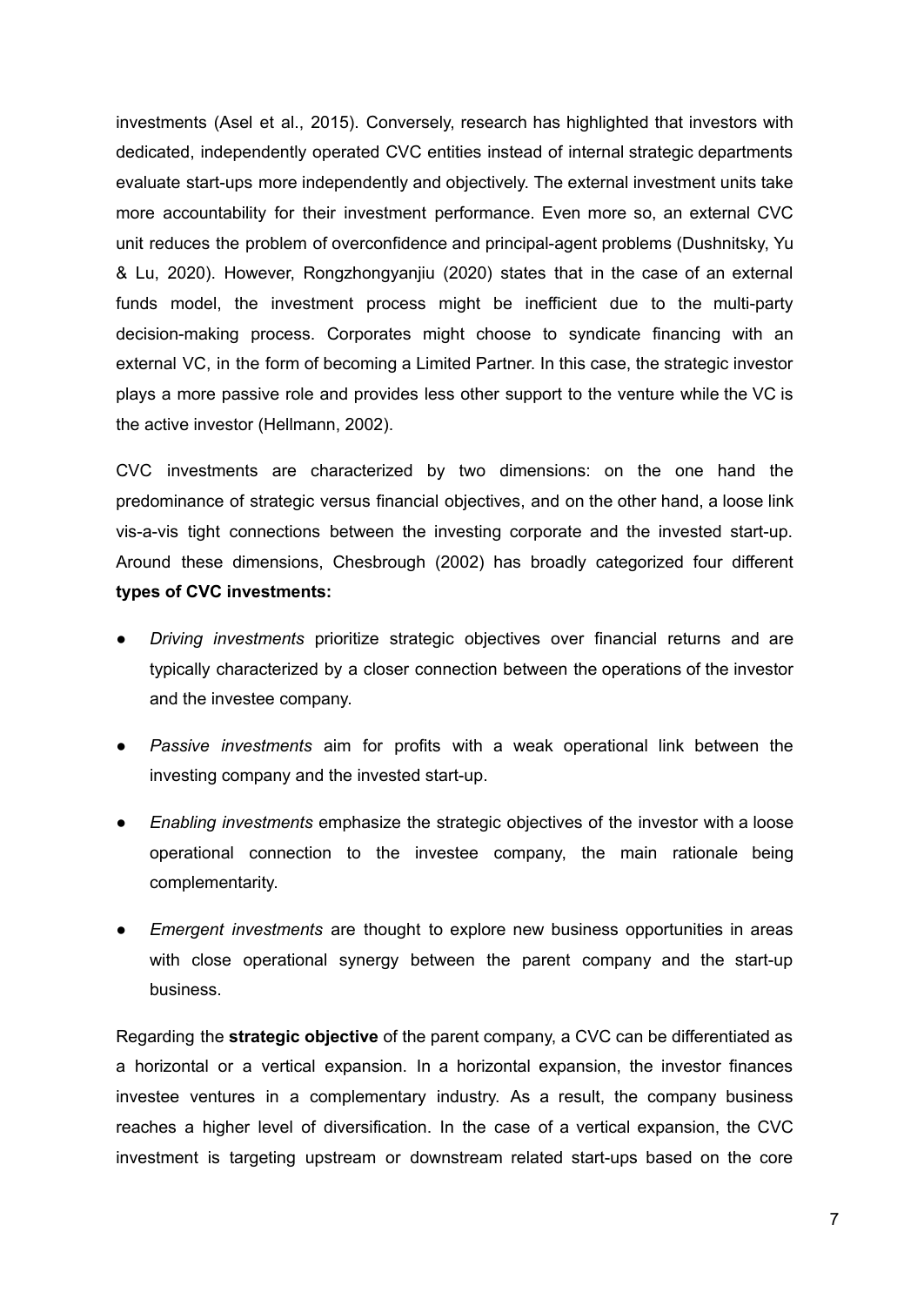investments (Asel et al., 2015). Conversely, research has highlighted that investors with dedicated, independently operated CVC entities instead of internal strategic departments evaluate start-ups more independently and objectively. The external investment units take more accountability for their investment performance. Even more so, an external CVC unit reduces the problem of overconfidence and principal-agent problems (Dushnitsky, Yu & Lu, 2020). However, Rongzhongyanjiu (2020) states that in the case of an external funds model, the investment process might be inefficient due to the multi-party decision-making process. Corporates might choose to syndicate financing with an external VC, in the form of becoming a Limited Partner. In this case, the strategic investor plays a more passive role and provides less other support to the venture while the VC is the active investor (Hellmann, 2002).

CVC investments are characterized by two dimensions: on the one hand the predominance of strategic versus financial objectives, and on the other hand, a loose link vis-a-vis tight connections between the investing corporate and the invested start-up. Around these dimensions, Chesbrough (2002) has broadly categorized four different **types of CVC investments:**

- *Driving investments* prioritize strategic objectives over financial returns and are typically characterized by a closer connection between the operations of the investor and the investee company.
- *Passive investments* aim for profits with a weak operational link between the investing company and the invested start-up.
- *Enabling investments* emphasize the strategic objectives of the investor with a loose operational connection to the investee company, the main rationale being complementarity.
- *Emergent investments* are thought to explore new business opportunities in areas with close operational synergy between the parent company and the start-up business.

Regarding the **strategic objective** of the parent company, a CVC can be differentiated as a horizontal or a vertical expansion. In a horizontal expansion, the investor finances investee ventures in a complementary industry. As a result, the company business reaches a higher level of diversification. In the case of a vertical expansion, the CVC investment is targeting upstream or downstream related start-ups based on the core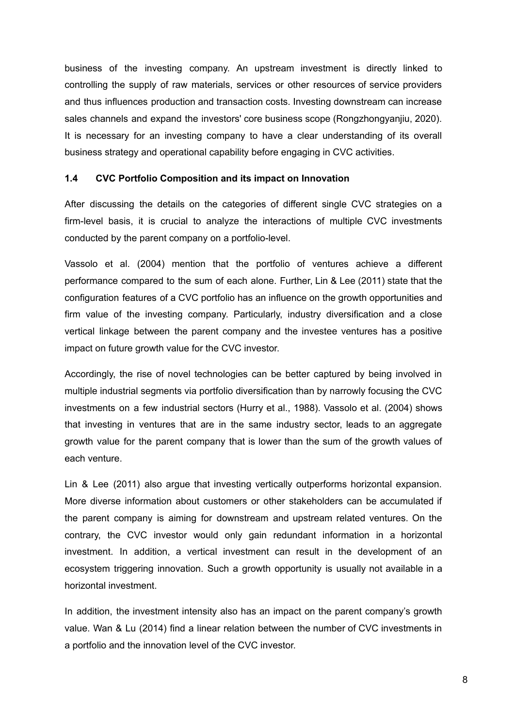business of the investing company. An upstream investment is directly linked to controlling the supply of raw materials, services or other resources of service providers and thus influences production and transaction costs. Investing downstream can increase sales channels and expand the investors' core business scope (Rongzhongyanjiu, 2020). It is necessary for an investing company to have a clear understanding of its overall business strategy and operational capability before engaging in CVC activities.

### 1.4 CVC Portfolio Composition and its impact on Innovation

After discussing the details on the categories of different single CVC strategies on a firm-level basis, it is crucial to analyze the interactions of multiple CVC investments conducted by the parent company on a portfolio-level.

Vassolo et al. (2004) mention that the portfolio of ventures achieve a different performance compared to the sum of each alone. Further, Lin & Lee (2011) state that the configuration features of a CVC portfolio has an influence on the growth opportunities and firm value of the investing company. Particularly, industry diversification and a close vertical linkage between the parent company and the investee ventures has a positive impact on future growth value for the CVC investor.

Accordingly, the rise of novel technologies can be better captured by being involved in multiple industrial segments via portfolio diversification than by narrowly focusing the CVC investments on a few industrial sectors (Hurry et al., 1988). Vassolo et al. (2004) shows that investing in ventures that are in the same industry sector, leads to an aggregate growth value for the parent company that is lower than the sum of the growth values of each venture.

Lin & Lee (2011) also argue that investing vertically outperforms horizontal expansion. More diverse information about customers or other stakeholders can be accumulated if the parent company is aiming for downstream and upstream related ventures. On the contrary, the CVC investor would only gain redundant information in a horizontal investment. In addition, a vertical investment can result in the development of an ecosystem triggering innovation. Such a growth opportunity is usually not available in a horizontal investment.

In addition, the investment intensity also has an impact on the parent company's growth value. Wan & Lu (2014) find a linear relation between the number of CVC investments in a portfolio and the innovation level of the CVC investor.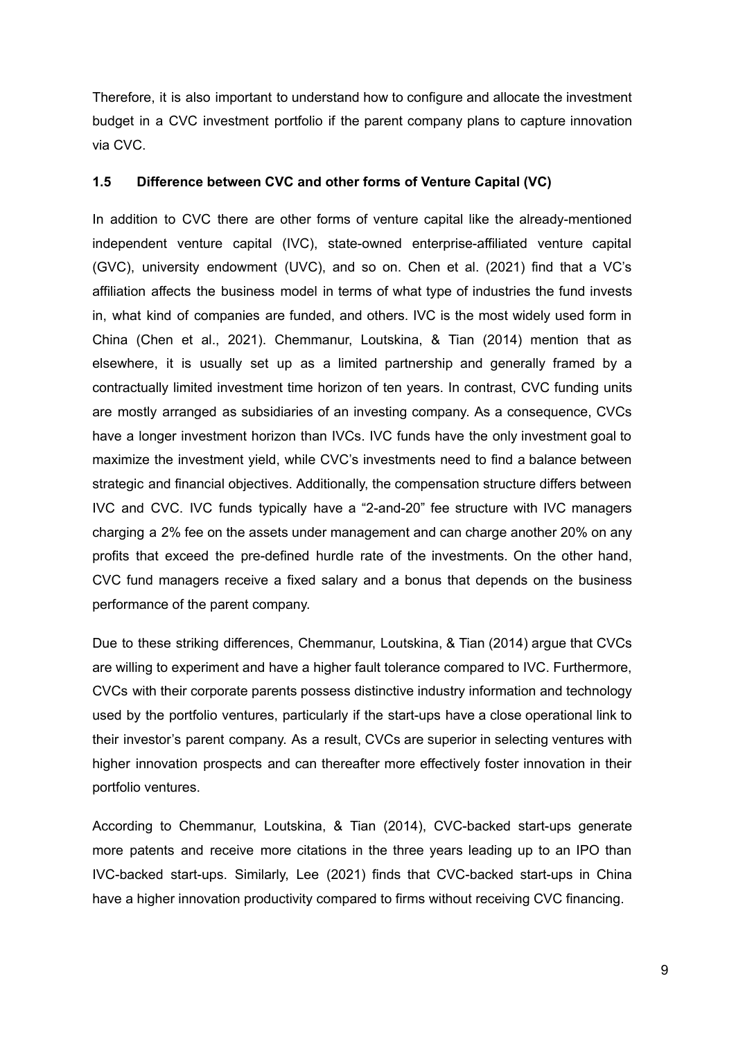Therefore, it is also important to understand how to configure and allocate the investment budget in a CVC investment portfolio if the parent company plans to capture innovation via CVC.

### 1.5 Difference between CVC and other forms of Venture Capital (VC)

In addition to CVC there are other forms of venture capital like the already-mentioned independent venture capital (IVC), state-owned enterprise-affiliated venture capital (GVC), university endowment (UVC), and so on. Chen et al. (2021) find that a VC's affiliation affects the business model in terms of what type of industries the fund invests in, what kind of companies are funded, and others. IVC is the most widely used form in China (Chen et al., 2021). Chemmanur, Loutskina, & Tian (2014) mention that as elsewhere, it is usually set up as a limited partnership and generally framed by a contractually limited investment time horizon of ten years. In contrast, CVC funding units are mostly arranged as subsidiaries of an investing company. As a consequence, CVCs have a longer investment horizon than IVCs. IVC funds have the only investment goal to maximize the investment yield, while CVC's investments need to find a balance between strategic and financial objectives. Additionally, the compensation structure differs between IVC and CVC. IVC funds typically have a "2-and-20" fee structure with IVC managers charging a 2% fee on the assets under management and can charge another 20% on any profits that exceed the pre-defined hurdle rate of the investments. On the other hand, CVC fund managers receive a fixed salary and a bonus that depends on the business performance of the parent company.

Due to these striking differences, Chemmanur, Loutskina, & Tian (2014) argue that CVCs are willing to experiment and have a higher fault tolerance compared to IVC. Furthermore, CVCs with their corporate parents possess distinctive industry information and technology used by the portfolio ventures, particularly if the start-ups have a close operational link to their investor's parent company. As a result, CVCs are superior in selecting ventures with higher innovation prospects and can thereafter more effectively foster innovation in their portfolio ventures.

According to Chemmanur, Loutskina, & Tian (2014), CVC-backed start-ups generate more patents and receive more citations in the three years leading up to an IPO than IVC-backed start-ups. Similarly, Lee (2021) finds that CVC-backed start-ups in China have a higher innovation productivity compared to firms without receiving CVC financing.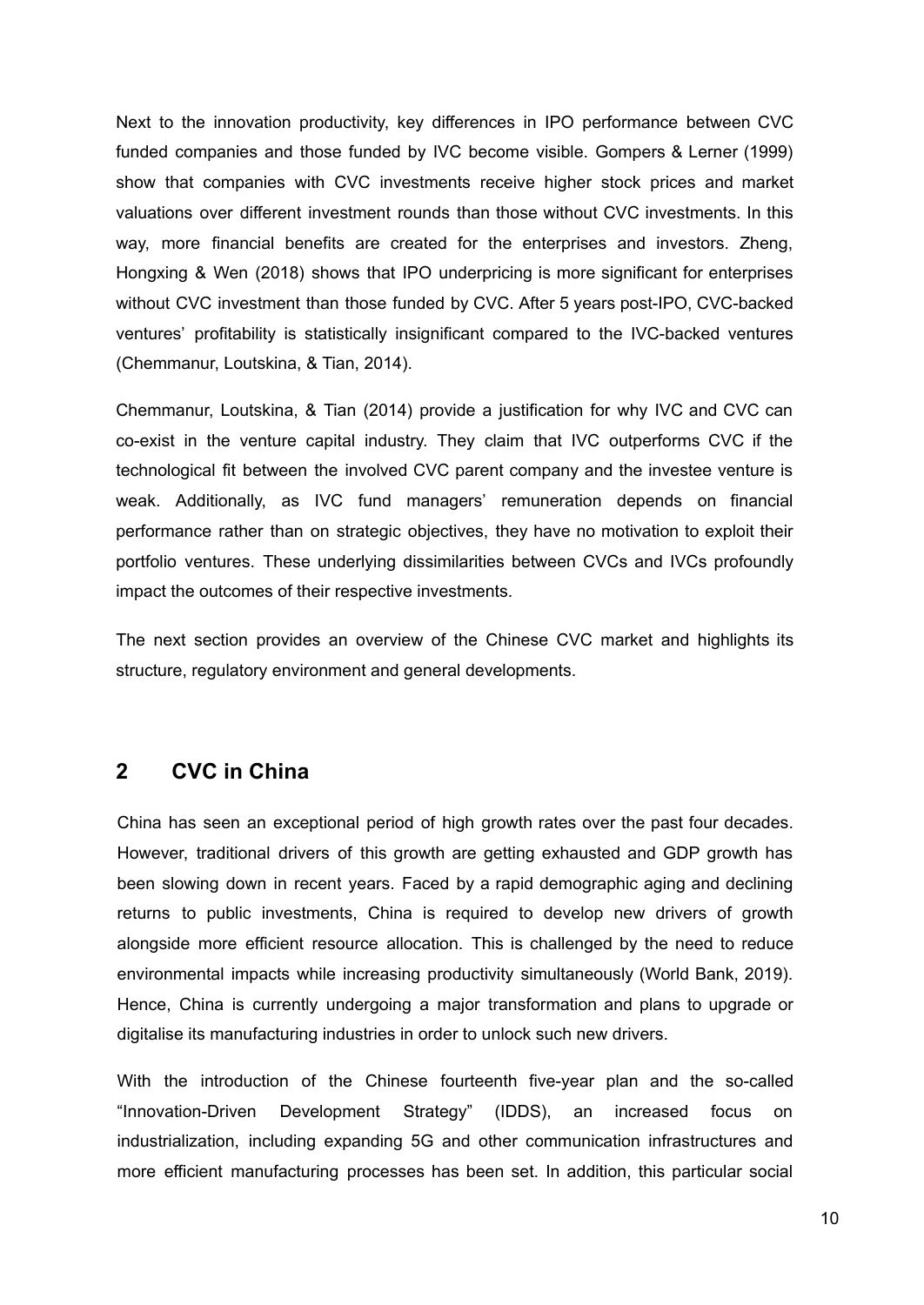Next to the innovation productivity, key differences in IPO performance between CVC funded companies and those funded by IVC become visible. Gompers & Lerner (1999) show that companies with CVC investments receive higher stock prices and market valuations over different investment rounds than those without CVC investments. In this way, more financial benefits are created for the enterprises and investors. Zheng, Hongxing & Wen (2018) shows that IPO underpricing is more significant for enterprises without CVC investment than those funded by CVC. After 5 years post-IPO, CVC-backed ventures' profitability is statistically insignificant compared to the IVC-backed ventures (Chemmanur, Loutskina, & Tian, 2014).

Chemmanur, Loutskina, & Tian (2014) provide a justification for why IVC and CVC can co-exist in the venture capital industry. They claim that IVC outperforms CVC if the technological fit between the involved CVC parent company and the investee venture is weak. Additionally, as IVC fund managers' remuneration depends on financial performance rather than on strategic objectives, they have no motivation to exploit their portfolio ventures. These underlying dissimilarities between CVCs and IVCs profoundly impact the outcomes of their respective investments.

The next section provides an overview of the Chinese CVC market and highlights its structure, regulatory environment and general developments.

## 2 CVC in China

China has seen an exceptional period of high growth rates over the past four decades. However, traditional drivers of this growth are getting exhausted and GDP growth has been slowing down in recent years. Faced by a rapid demographic aging and declining returns to public investments, China is required to develop new drivers of growth alongside more efficient resource allocation. This is challenged by the need to reduce environmental impacts while increasing productivity simultaneously (World Bank, 2019). Hence, China is currently undergoing a major transformation and plans to upgrade or digitalise its manufacturing industries in order to unlock such new drivers.

With the introduction of the Chinese fourteenth five-year plan and the so-called "Innovation-Driven Development Strategy" (IDDS), an increased focus on industrialization, including expanding 5G and other communication infrastructures and more efficient manufacturing processes has been set. In addition, this particular social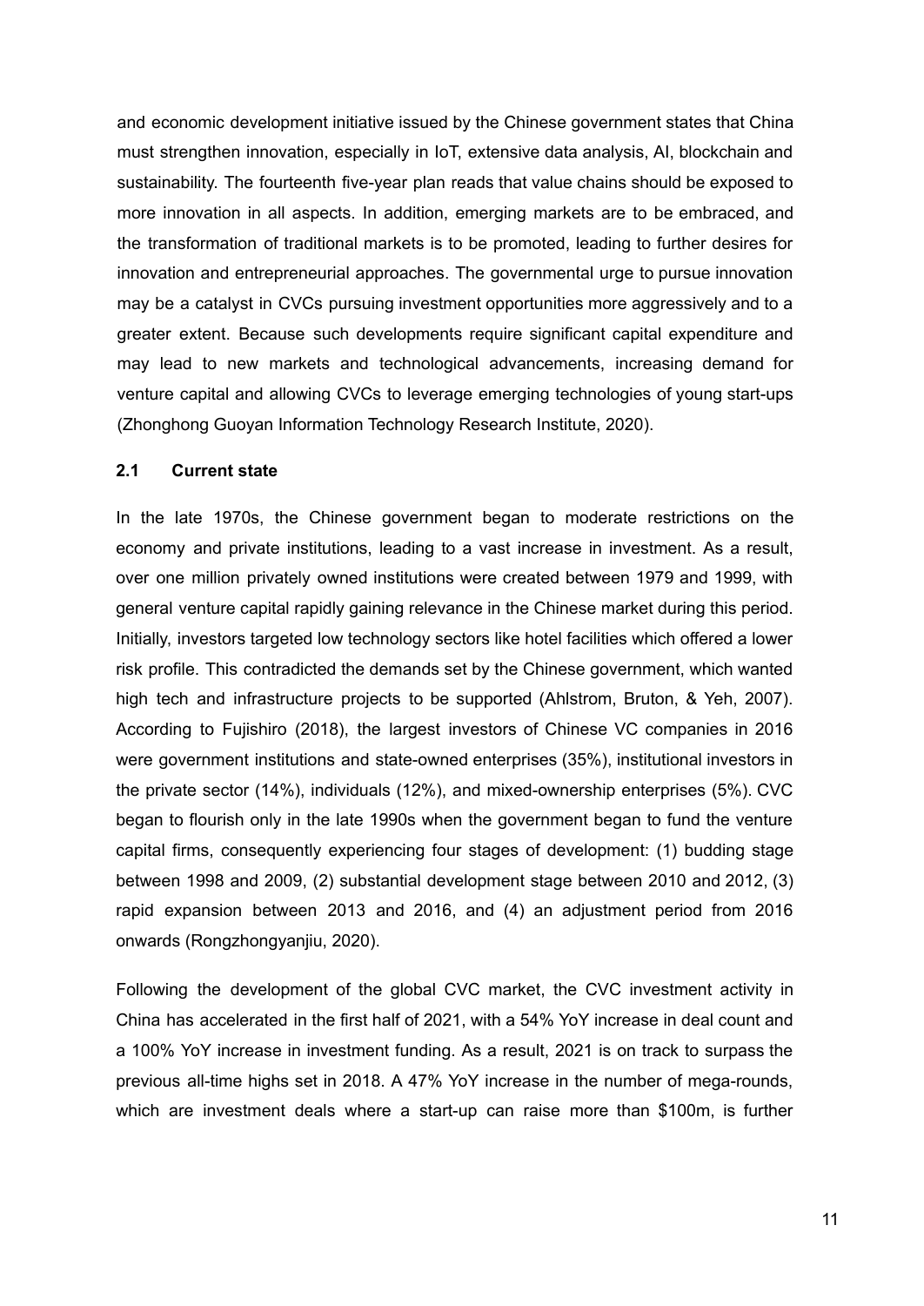and economic development initiative issued by the Chinese government states that China must strengthen innovation, especially in IoT, extensive data analysis, AI, blockchain and sustainability. The fourteenth five-year plan reads that value chains should be exposed to more innovation in all aspects. In addition, emerging markets are to be embraced, and the transformation of traditional markets is to be promoted, leading to further desires for innovation and entrepreneurial approaches. The governmental urge to pursue innovation may be a catalyst in CVCs pursuing investment opportunities more aggressively and to a greater extent. Because such developments require significant capital expenditure and may lead to new markets and technological advancements, increasing demand for venture capital and allowing CVCs to leverage emerging technologies of young start-ups (Zhonghong Guoyan Information Technology Research Institute, 2020).

## 2.1 Current state

In the late 1970s, the Chinese government began to moderate restrictions on the economy and private institutions, leading to a vast increase in investment. As a result, over one million privately owned institutions were created between 1979 and 1999, with general venture capital rapidly gaining relevance in the Chinese market during this period. Initially, investors targeted low technology sectors like hotel facilities which offered a lower risk profile. This contradicted the demands set by the Chinese government, which wanted high tech and infrastructure projects to be supported (Ahlstrom, Bruton, & Yeh, 2007). According to Fujishiro (2018), the largest investors of Chinese VC companies in 2016 were government institutions and state-owned enterprises (35%), institutional investors in the private sector (14%), individuals (12%), and mixed-ownership enterprises (5%). CVC began to flourish only in the late 1990s when the government began to fund the venture capital firms, consequently experiencing four stages of development: (1) budding stage between 1998 and 2009, (2) substantial development stage between 2010 and 2012, (3) rapid expansion between 2013 and 2016, and (4) an adjustment period from 2016 onwards (Rongzhongyanjiu, 2020).

Following the development of the global CVC market, the CVC investment activity in China has accelerated in the first half of 2021, with a 54% YoY increase in deal count and a 100% YoY increase in investment funding. As a result, 2021 is on track to surpass the previous all-time highs set in 2018. A 47% YoY increase in the number of mega-rounds, which are investment deals where a start-up can raise more than $100m, is further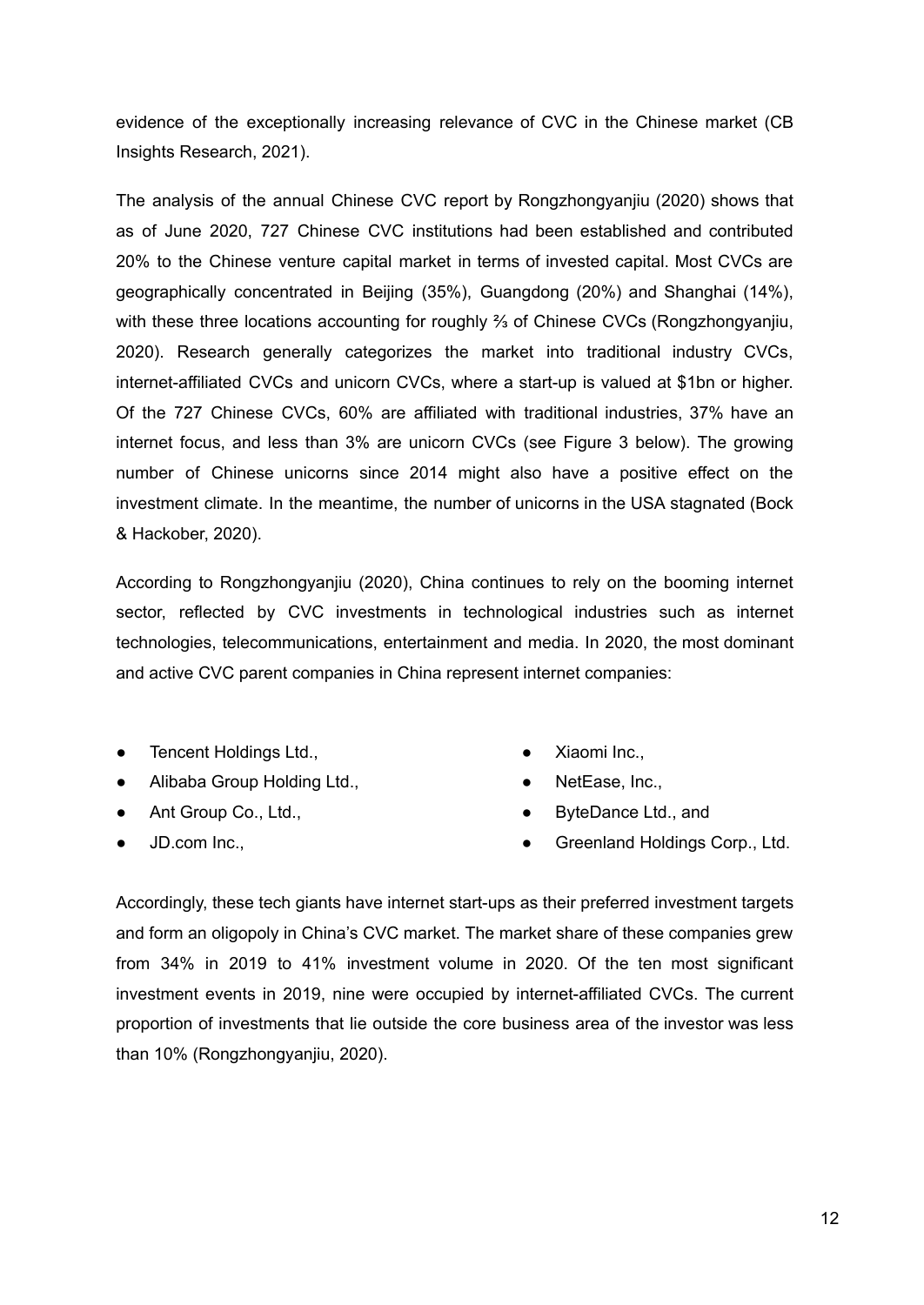evidence of the exceptionally increasing relevance of CVC in the Chinese market (CB Insights Research, 2021).

The analysis of the annual Chinese CVC report by Rongzhongyanjiu (2020) shows that as of June 2020, 727 Chinese CVC institutions had been established and contributed 20% to the Chinese venture capital market in terms of invested capital. Most CVCs are geographically concentrated in Beijing (35%), Guangdong (20%) and Shanghai (14%), with these three locations accounting for roughly ⅔ of Chinese CVCs (Rongzhongyanjiu, 2020). Research generally categorizes the market into traditional industry CVCs, internet-affiliated CVCs and unicorn CVCs, where a start-up is valued at $1bn or higher. Of the 727 Chinese CVCs, 60% are affiliated with traditional industries, 37% have an internet focus, and less than 3% are unicorn CVCs (see Figure 3 below). The growing number of Chinese unicorns since 2014 might also have a positive effect on the investment climate. In the meantime, the number of unicorns in the USA stagnated (Bock & Hackober, 2020).

According to Rongzhongyanjiu (2020), China continues to rely on the booming internet sector, reflected by CVC investments in technological industries such as internet technologies, telecommunications, entertainment and media. In 2020, the most dominant and active CVC parent companies in China represent internet companies:

- Tencent Holdings Ltd.,
- Alibaba Group Holding Ltd.,
- Ant Group Co., Ltd.,
- JD.com Inc.,
- Xiaomi Inc.,
- NetEase, Inc.,
- ByteDance Ltd., and
- Greenland Holdings Corp., Ltd.

Accordingly, these tech giants have internet start-ups as their preferred investment targets and form an oligopoly in China's CVC market. The market share of these companies grew from 34% in 2019 to 41% investment volume in 2020. Of the ten most significant investment events in 2019, nine were occupied by internet-affiliated CVCs. The current proportion of investments that lie outside the core business area of the investor was less than 10% (Rongzhongyanjiu, 2020).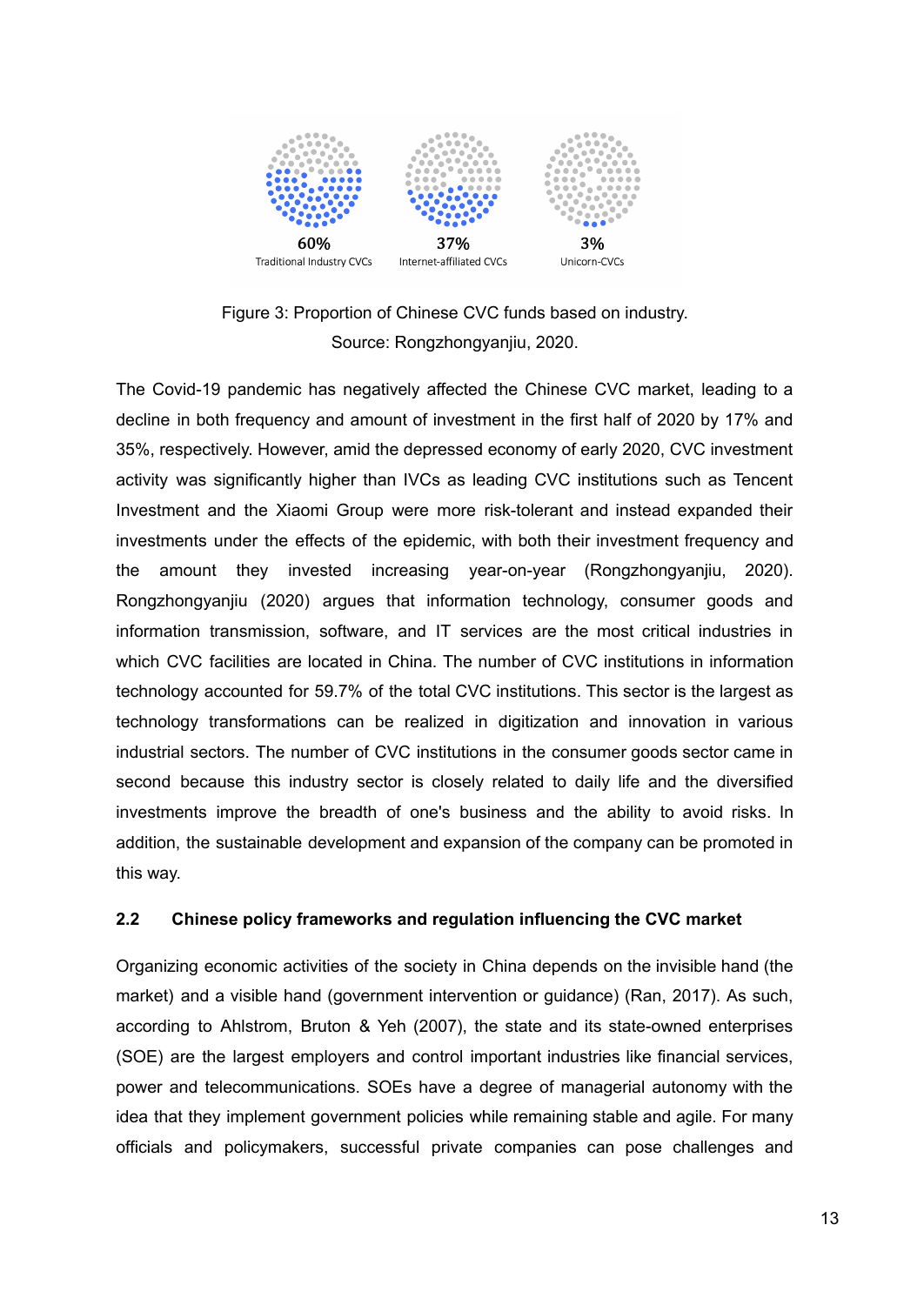60%
Traditional Industry CVCs

37%
Internet-affiliated CVCs

3%
Unicorn-CVCs

Figure 3: Proportion of Chinese CVC funds based on industry.
Source: Rongzhongyanjiu, 2020.

The Covid-19 pandemic has negatively affected the Chinese CVC market, leading to a decline in both frequency and amount of investment in the first half of 2020 by 17% and 35%, respectively. However, amid the depressed economy of early 2020, CVC investment activity was significantly higher than IVCs as leading CVC institutions such as Tencent Investment and the Xiaomi Group were more risk-tolerant and instead expanded their investments under the effects of the epidemic, with both their investment frequency and the amount they invested increasing year-on-year (Rongzhongyanjiu, 2020). Rongzhongyanjiu (2020) argues that information technology, consumer goods and information transmission, software, and IT services are the most critical industries in which CVC facilities are located in China. The number of CVC institutions in information technology accounted for 59.7% of the total CVC institutions. This sector is the largest as technology transformations can be realized in digitization and innovation in various industrial sectors. The number of CVC institutions in the consumer goods sector came in second because this industry sector is closely related to daily life and the diversified investments improve the breadth of one's business and the ability to avoid risks. In addition, the sustainable development and expansion of the company can be promoted in this way.

## 2.2 Chinese policy frameworks and regulation influencing the CVC market

Organizing economic activities of the society in China depends on the invisible hand (the market) and a visible hand (government intervention or guidance) (Ran, 2017). As such, according to Ahlstrom, Bruton & Yeh (2007), the state and its state-owned enterprises (SOE) are the largest employers and control important industries like financial services, power and telecommunications. SOEs have a degree of managerial autonomy with the idea that they implement government policies while remaining stable and agile. For many officials and policymakers, successful private companies can pose challenges and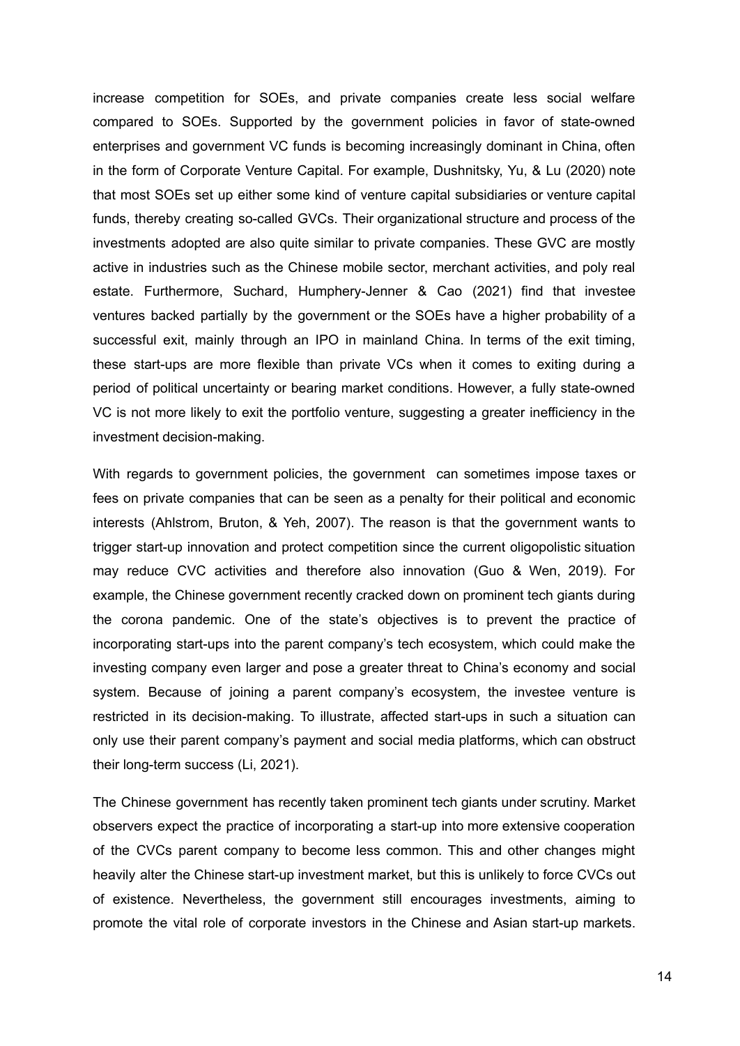increase competition for SOEs, and private companies create less social welfare compared to SOEs. Supported by the government policies in favor of state-owned enterprises and government VC funds is becoming increasingly dominant in China, often in the form of Corporate Venture Capital. For example, Dushnitsky, Yu, & Lu (2020) note that most SOEs set up either some kind of venture capital subsidiaries or venture capital funds, thereby creating so-called GVCs. Their organizational structure and process of the investments adopted are also quite similar to private companies. These GVC are mostly active in industries such as the Chinese mobile sector, merchant activities, and poly real estate. Furthermore, Suchard, Humphery-Jenner & Cao (2021) find that investee ventures backed partially by the government or the SOEs have a higher probability of a successful exit, mainly through an IPO in mainland China. In terms of the exit timing, these start-ups are more flexible than private VCs when it comes to exiting during a period of political uncertainty or bearing market conditions. However, a fully state-owned VC is not more likely to exit the portfolio venture, suggesting a greater inefficiency in the investment decision-making.

With regards to government policies, the government can sometimes impose taxes or fees on private companies that can be seen as a penalty for their political and economic interests (Ahlstrom, Bruton, & Yeh, 2007). The reason is that the government wants to trigger start-up innovation and protect competition since the current oligopolistic situation may reduce CVC activities and therefore also innovation (Guo & Wen, 2019). For example, the Chinese government recently cracked down on prominent tech giants during the corona pandemic. One of the state's objectives is to prevent the practice of incorporating start-ups into the parent company's tech ecosystem, which could make the investing company even larger and pose a greater threat to China's economy and social system. Because of joining a parent company's ecosystem, the investee venture is restricted in its decision-making. To illustrate, affected start-ups in such a situation can only use their parent company's payment and social media platforms, which can obstruct their long-term success (Li, 2021).

The Chinese government has recently taken prominent tech giants under scrutiny. Market observers expect the practice of incorporating a start-up into more extensive cooperation of the CVCs parent company to become less common. This and other changes might heavily alter the Chinese start-up investment market, but this is unlikely to force CVCs out of existence. Nevertheless, the government still encourages investments, aiming to promote the vital role of corporate investors in the Chinese and Asian start-up markets.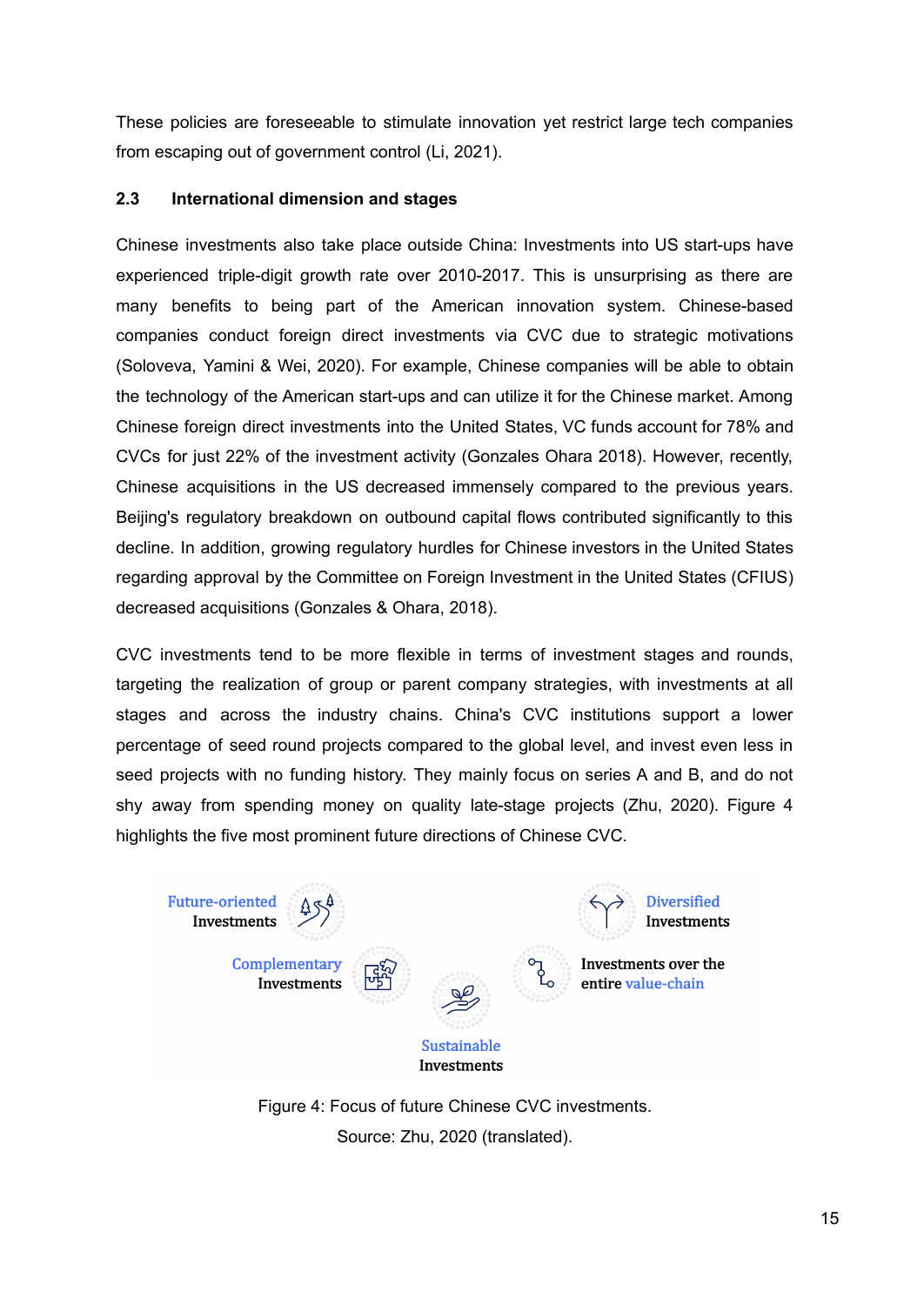These policies are foreseeable to stimulate innovation yet restrict large tech companies from escaping out of government control (Li, 2021).

### 2.3 International dimension and stages

Chinese investments also take place outside China: Investments into US start-ups have experienced triple-digit growth rate over 2010-2017. This is unsurprising as there are many benefits to being part of the American innovation system. Chinese-based companies conduct foreign direct investments via CVC due to strategic motivations (Soloveva, Yamini & Wei, 2020). For example, Chinese companies will be able to obtain the technology of the American start-ups and can utilize it for the Chinese market. Among Chinese foreign direct investments into the United States, VC funds account for 78% and CVCs for just 22% of the investment activity (Gonzales Ohara 2018). However, recently, Chinese acquisitions in the US decreased immensely compared to the previous years. Beijing's regulatory breakdown on outbound capital flows contributed significantly to this decline. In addition, growing regulatory hurdles for Chinese investors in the United States regarding approval by the Committee on Foreign Investment in the United States (CFIUS) decreased acquisitions (Gonzales & Ohara, 2018).

CVC investments tend to be more flexible in terms of investment stages and rounds, targeting the realization of group or parent company strategies, with investments at all stages and across the industry chains. China's CVC institutions support a lower percentage of seed round projects compared to the global level, and invest even less in seed projects with no funding history. They mainly focus on series A and B, and do not shy away from spending money on quality late-stage projects (Zhu, 2020). Figure 4 highlights the five most prominent future directions of Chinese CVC.

Future-oriented Investments

Diversified Investments

Complementary Investments

Investments over the entire value-chain

Sustainable Investments

Figure 4: Focus of future Chinese CVC investments.
Source: Zhu, 2020 (translated).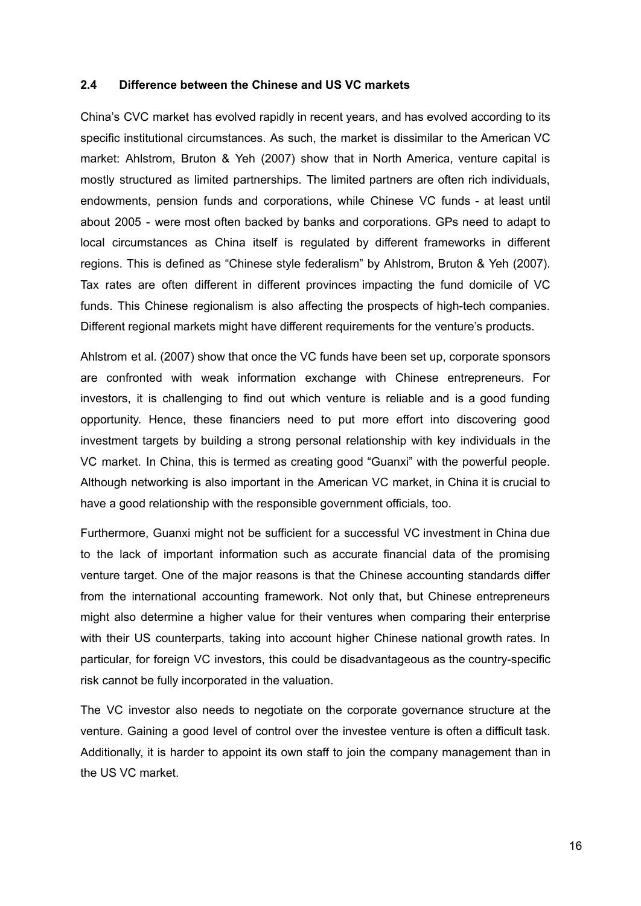## 2.4 Difference between the Chinese and US VC markets

China's CVC market has evolved rapidly in recent years, and has evolved according to its specific institutional circumstances. As such, the market is dissimilar to the American VC market: Ahlstrom, Bruton & Yeh (2007) show that in North America, venture capital is mostly structured as limited partnerships. The limited partners are often rich individuals, endowments, pension funds and corporations, while Chinese VC funds - at least until about 2005 - were most often backed by banks and corporations. GPs need to adapt to local circumstances as China itself is regulated by different frameworks in different regions. This is defined as "Chinese style federalism" by Ahlstrom, Bruton & Yeh (2007). Tax rates are often different in different provinces impacting the fund domicile of VC funds. This Chinese regionalism is also affecting the prospects of high-tech companies. Different regional markets might have different requirements for the venture's products.

Ahlstrom et al. (2007) show that once the VC funds have been set up, corporate sponsors are confronted with weak information exchange with Chinese entrepreneurs. For investors, it is challenging to find out which venture is reliable and is a good funding opportunity. Hence, these financiers need to put more effort into discovering good investment targets by building a strong personal relationship with key individuals in the VC market. In China, this is termed as creating good "Guanxi" with the powerful people. Although networking is also important in the American VC market, in China it is crucial to have a good relationship with the responsible government officials, too.

Furthermore, Guanxi might not be sufficient for a successful VC investment in China due to the lack of important information such as accurate financial data of the promising venture target. One of the major reasons is that the Chinese accounting standards differ from the international accounting framework. Not only that, but Chinese entrepreneurs might also determine a higher value for their ventures when comparing their enterprise with their US counterparts, taking into account higher Chinese national growth rates. In particular, for foreign VC investors, this could be disadvantageous as the country-specific risk cannot be fully incorporated in the valuation.

The VC investor also needs to negotiate on the corporate governance structure at the venture. Gaining a good level of control over the investee venture is often a difficult task. Additionally, it is harder to appoint its own staff to join the company management than in the US VC market.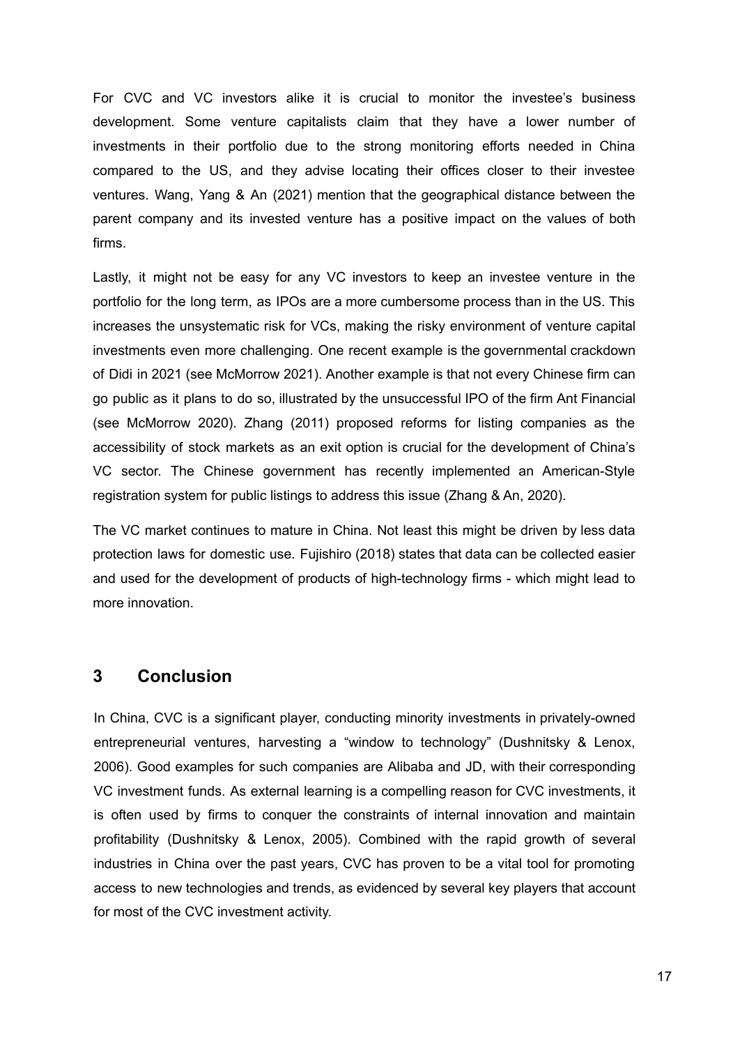For CVC and VC investors alike it is crucial to monitor the investee's business development. Some venture capitalists claim that they have a lower number of investments in their portfolio due to the strong monitoring efforts needed in China compared to the US, and they advise locating their offices closer to their investee ventures. Wang, Yang & An (2021) mention that the geographical distance between the parent company and its invested venture has a positive impact on the values of both firms.

Lastly, it might not be easy for any VC investors to keep an investee venture in the portfolio for the long term, as IPOs are a more cumbersome process than in the US. This increases the unsystematic risk for VCs, making the risky environment of venture capital investments even more challenging. One recent example is the governmental crackdown of Didi in 2021 (see McMorrow 2021). Another example is that not every Chinese firm can go public as it plans to do so, illustrated by the unsuccessful IPO of the firm Ant Financial (see McMorrow 2020). Zhang (2011) proposed reforms for listing companies as the accessibility of stock markets as an exit option is crucial for the development of China's VC sector. The Chinese government has recently implemented an American-Style registration system for public listings to address this issue (Zhang & An, 2020).

The VC market continues to mature in China. Not least this might be driven by less data protection laws for domestic use. Fujishiro (2018) states that data can be collected easier and used for the development of products of high-technology firms - which might lead to more innovation.

# 3 Conclusion

In China, CVC is a significant player, conducting minority investments in privately-owned entrepreneurial ventures, harvesting a "window to technology" (Dushnitsky & Lenox, 2006). Good examples for such companies are Alibaba and JD, with their corresponding VC investment funds. As external learning is a compelling reason for CVC investments, it is often used by firms to conquer the constraints of internal innovation and maintain profitability (Dushnitsky & Lenox, 2005). Combined with the rapid growth of several industries in China over the past years, CVC has proven to be a vital tool for promoting access to new technologies and trends, as evidenced by several key players that account for most of the CVC investment activity.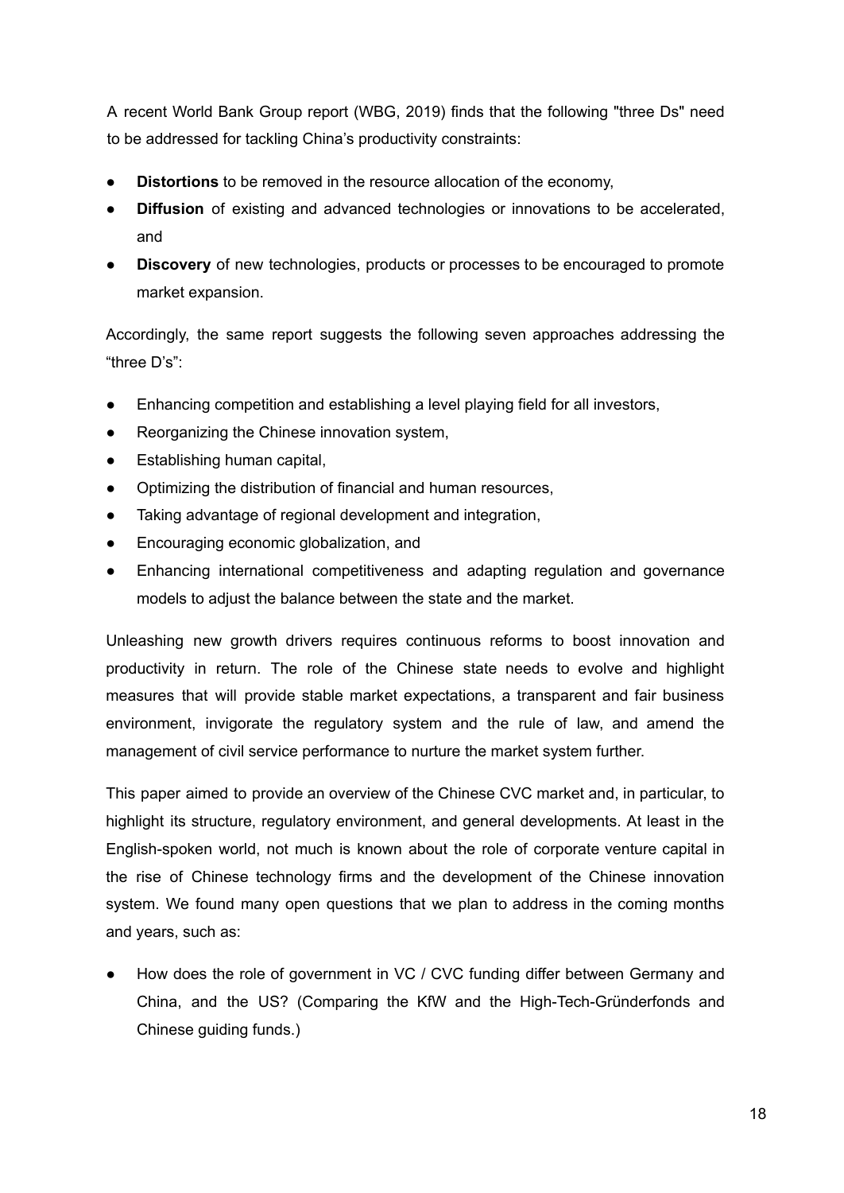A recent World Bank Group report (WBG, 2019) finds that the following "three Ds" need to be addressed for tackling China's productivity constraints:

- **Distortions** to be removed in the resource allocation of the economy,
- **Diffusion** of existing and advanced technologies or innovations to be accelerated, and
- **Discovery** of new technologies, products or processes to be encouraged to promote market expansion.

Accordingly, the same report suggests the following seven approaches addressing the "three D's":

- Enhancing competition and establishing a level playing field for all investors,
- Reorganizing the Chinese innovation system,
- Establishing human capital,
- Optimizing the distribution of financial and human resources,
- Taking advantage of regional development and integration,
- Encouraging economic globalization, and
- Enhancing international competitiveness and adapting regulation and governance models to adjust the balance between the state and the market.

Unleashing new growth drivers requires continuous reforms to boost innovation and productivity in return. The role of the Chinese state needs to evolve and highlight measures that will provide stable market expectations, a transparent and fair business environment, invigorate the regulatory system and the rule of law, and amend the management of civil service performance to nurture the market system further.

This paper aimed to provide an overview of the Chinese CVC market and, in particular, to highlight its structure, regulatory environment, and general developments. At least in the English-spoken world, not much is known about the role of corporate venture capital in the rise of Chinese technology firms and the development of the Chinese innovation system. We found many open questions that we plan to address in the coming months and years, such as:

- How does the role of government in VC / CVC funding differ between Germany and China, and the US? (Comparing the KfW and the High-Tech-Gründerfonds and Chinese guiding funds.)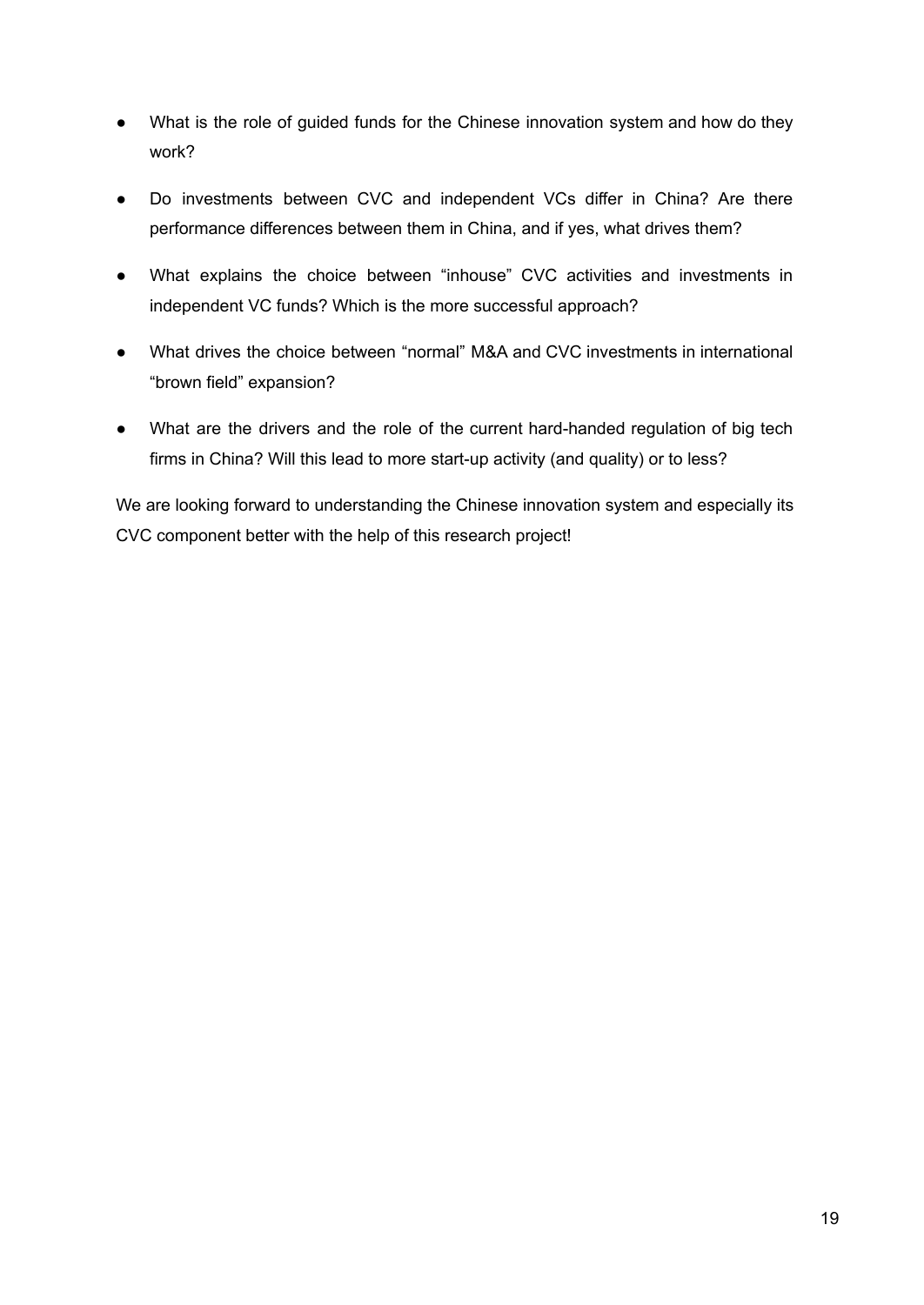- What is the role of guided funds for the Chinese innovation system and how do they work?
- Do investments between CVC and independent VCs differ in China? Are there performance differences between them in China, and if yes, what drives them?
- What explains the choice between "inhouse" CVC activities and investments in independent VC funds? Which is the more successful approach?
- What drives the choice between "normal" M&A and CVC investments in international "brown field" expansion?
- What are the drivers and the role of the current hard-handed regulation of big tech firms in China? Will this lead to more start-up activity (and quality) or to less?

We are looking forward to understanding the Chinese innovation system and especially its CVC component better with the help of this research project!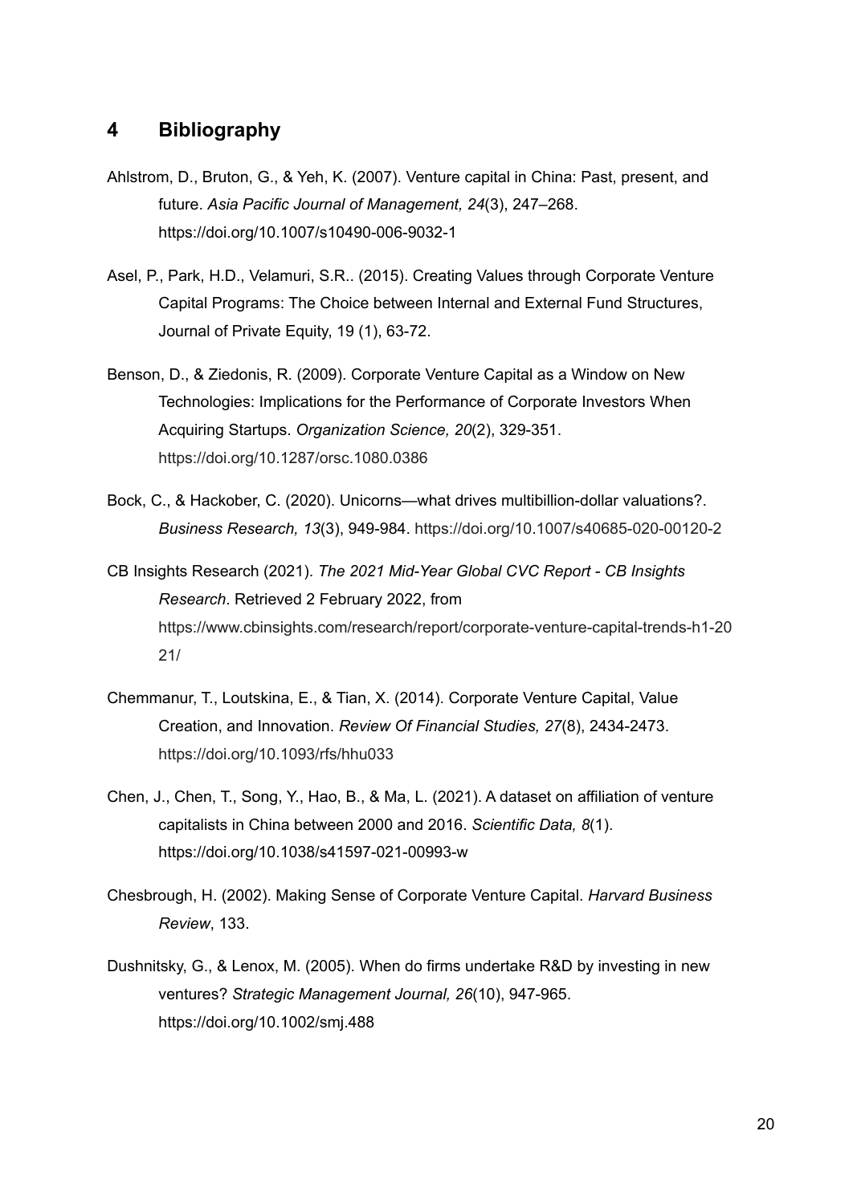## 4 Bibliography

Ahlstrom, D., Bruton, G., & Yeh, K. (2007). Venture capital in China: Past, present, and future. *Asia Pacific Journal of Management, 24*(3), 247–268. https://doi.org/10.1007/s10490-006-9032-1

Asel, P., Park, H.D., Velamuri, S.R.. (2015). Creating Values through Corporate Venture Capital Programs: The Choice between Internal and External Fund Structures, Journal of Private Equity, 19 (1), 63-72.

Benson, D., & Ziedonis, R. (2009). Corporate Venture Capital as a Window on New Technologies: Implications for the Performance of Corporate Investors When Acquiring Startups. *Organization Science, 20*(2), 329-351. https://doi.org/10.1287/orsc.1080.0386

Bock, C., & Hackober, C. (2020). Unicorns—what drives multibillion-dollar valuations?. *Business Research, 13*(3), 949-984. https://doi.org/10.1007/s40685-020-00120-2

CB Insights Research (2021). *The 2021 Mid-Year Global CVC Report - CB Insights Research*. Retrieved 2 February 2022, from https://www.cbinsights.com/research/report/corporate-venture-capital-trends-h1-2021/

Chemmanur, T., Loutskina, E., & Tian, X. (2014). Corporate Venture Capital, Value Creation, and Innovation. *Review Of Financial Studies, 27*(8), 2434-2473. https://doi.org/10.1093/rfs/hhu033

Chen, J., Chen, T., Song, Y., Hao, B., & Ma, L. (2021). A dataset on affiliation of venture capitalists in China between 2000 and 2016. *Scientific Data, 8*(1). https://doi.org/10.1038/s41597-021-00993-w

Chesbrough, H. (2002). Making Sense of Corporate Venture Capital. *Harvard Business Review*, 133.

Dushnitsky, G., & Lenox, M. (2005). When do firms undertake R&D by investing in new ventures? *Strategic Management Journal, 26*(10), 947-965. https://doi.org/10.1002/smj.488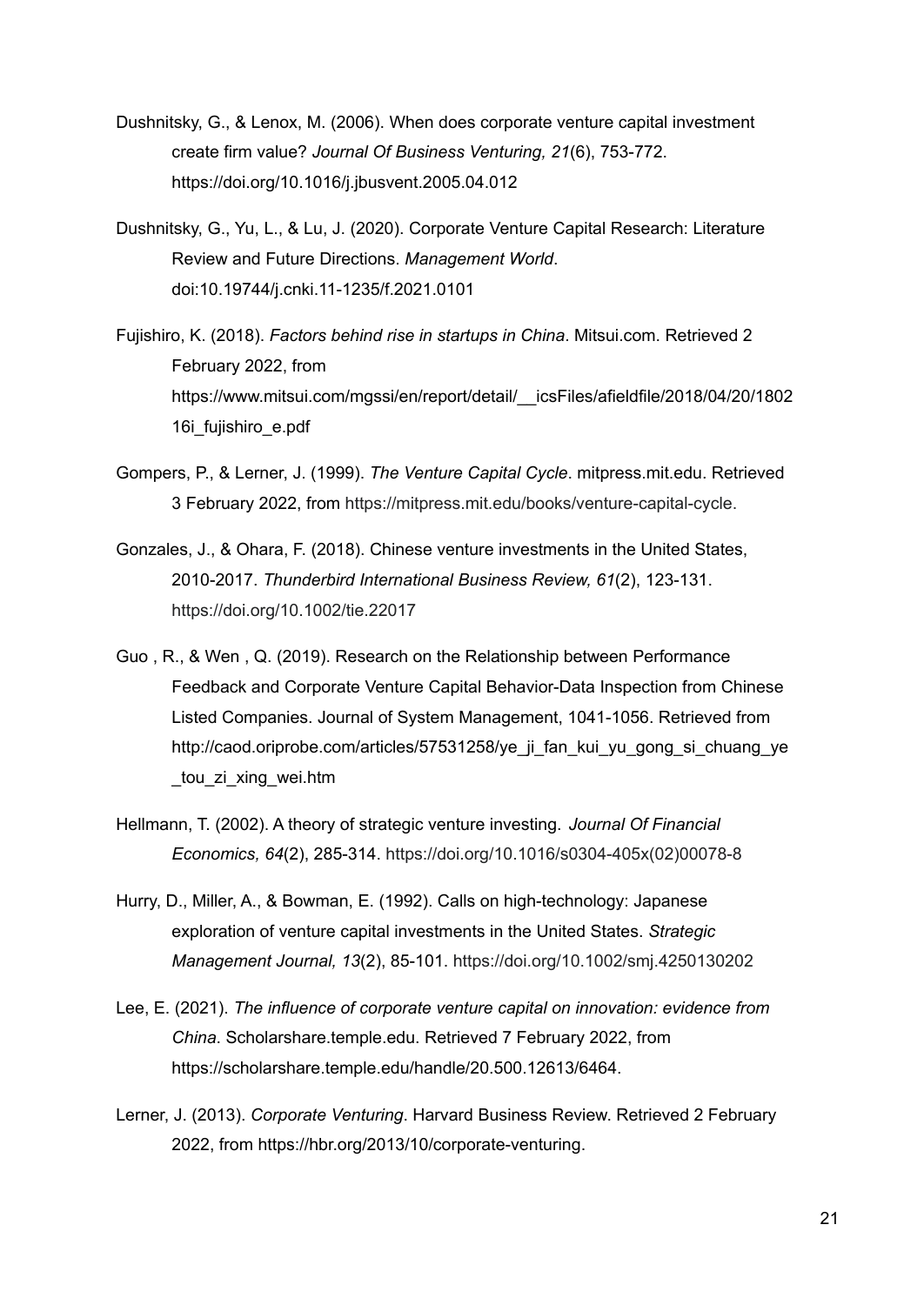Dushnitsky, G., & Lenox, M. (2006). When does corporate venture capital investment create firm value? *Journal Of Business Venturing, 21*(6), 753-772. https://doi.org/10.1016/j.jbusvent.2005.04.012

Dushnitsky, G., Yu, L., & Lu, J. (2020). Corporate Venture Capital Research: Literature Review and Future Directions. *Management World*. doi:10.19744/j.cnki.11-1235/f.2021.0101

Fujishiro, K. (2018). *Factors behind rise in startups in China*. Mitsui.com. Retrieved 2 February 2022, from https://www.mitsui.com/mgssi/en/report/detail/__icsFiles/afieldfile/2018/04/20/180216i_fujishiro_e.pdf

Gompers, P., & Lerner, J. (1999). *The Venture Capital Cycle*. mitpress.mit.edu. Retrieved 3 February 2022, from https://mitpress.mit.edu/books/venture-capital-cycle.

Gonzales, J., & Ohara, F. (2018). Chinese venture investments in the United States, 2010-2017. *Thunderbird International Business Review, 61*(2), 123-131. https://doi.org/10.1002/tie.22017

Guo , R., & Wen , Q. (2019). Research on the Relationship between Performance Feedback and Corporate Venture Capital Behavior-Data Inspection from Chinese Listed Companies. Journal of System Management, 1041-1056. Retrieved from http://caod.oriprobe.com/articles/57531258/ye_ji_fan_kui_yu_gong_si_chuang_ye_tou_zi_xing_wei.htm

Hellmann, T. (2002). A theory of strategic venture investing. *Journal Of Financial Economics, 64*(2), 285-314. https://doi.org/10.1016/s0304-405x(02)00078-8

Hurry, D., Miller, A., & Bowman, E. (1992). Calls on high-technology: Japanese exploration of venture capital investments in the United States. *Strategic Management Journal, 13*(2), 85-101. https://doi.org/10.1002/smj.4250130202

Lee, E. (2021). *The influence of corporate venture capital on innovation: evidence from China*. Scholarshare.temple.edu. Retrieved 7 February 2022, from https://scholarshare.temple.edu/handle/20.500.12613/6464.

Lerner, J. (2013). *Corporate Venturing*. Harvard Business Review. Retrieved 2 February 2022, from https://hbr.org/2013/10/corporate-venturing.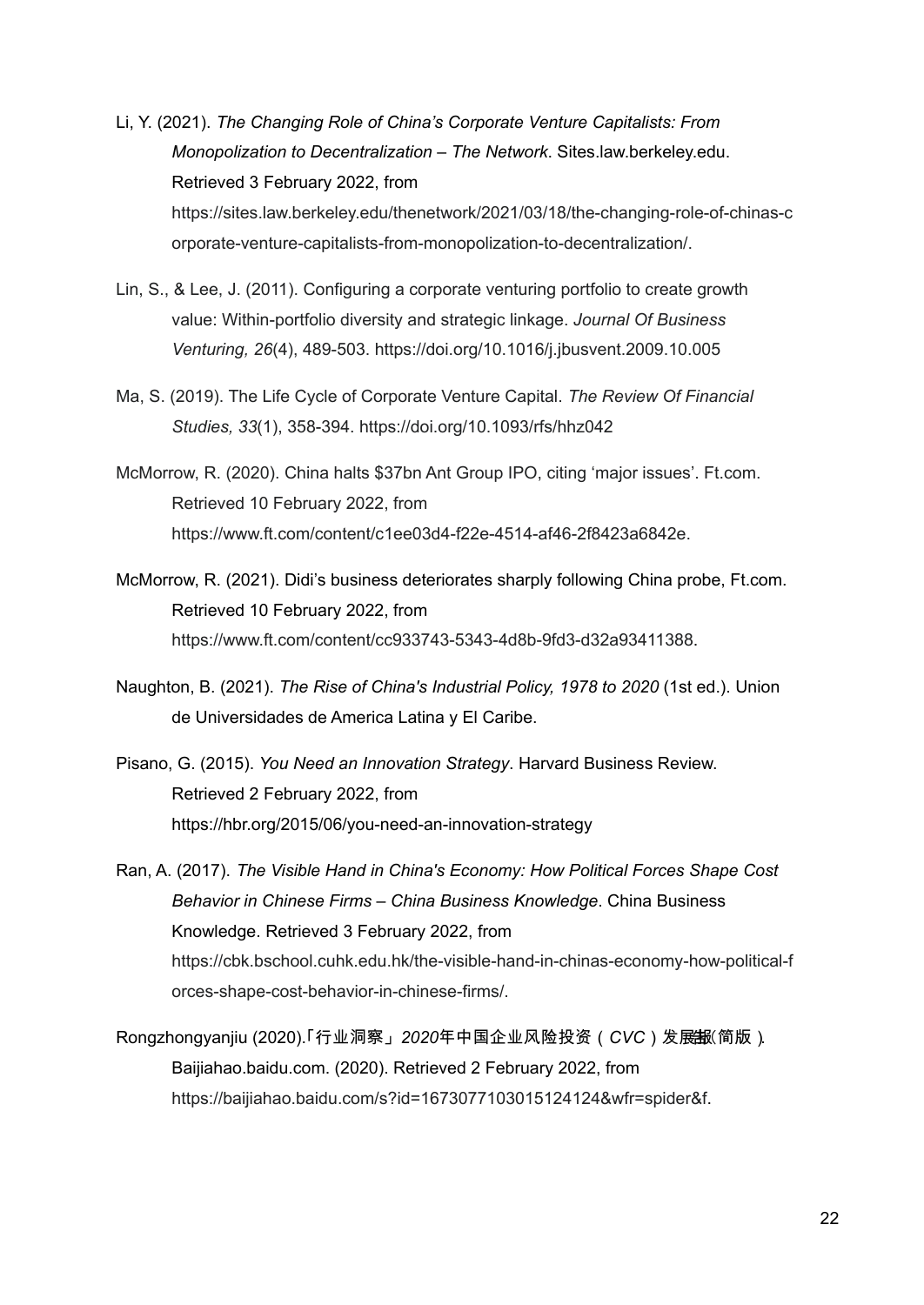Li, Y. (2021). *The Changing Role of China's Corporate Venture Capitalists: From Monopolization to Decentralization – The Network*. Sites.law.berkeley.edu. Retrieved 3 February 2022, from https://sites.law.berkeley.edu/thenetwork/2021/03/18/the-changing-role-of-chinas-corporate-venture-capitalists-from-monopolization-to-decentralization/.

Lin, S., & Lee, J. (2011). Configuring a corporate venturing portfolio to create growth value: Within-portfolio diversity and strategic linkage. *Journal Of Business Venturing, 26*(4), 489-503. https://doi.org/10.1016/j.jbusvent.2009.10.005

Ma, S. (2019). The Life Cycle of Corporate Venture Capital. *The Review Of Financial Studies, 33*(1), 358-394. https://doi.org/10.1093/rfs/hhz042

McMorrow, R. (2020). China halts $37bn Ant Group IPO, citing 'major issues'. Ft.com. Retrieved 10 February 2022, from https://www.ft.com/content/c1ee03d4-f22e-4514-af46-2f8423a6842e.

McMorrow, R. (2021). Didi's business deteriorates sharply following China probe, Ft.com. Retrieved 10 February 2022, from https://www.ft.com/content/cc933743-5343-4d8b-9fd3-d32a93411388.

Naughton, B. (2021). *The Rise of China's Industrial Policy, 1978 to 2020* (1st ed.). Union de Universidades de America Latina y El Caribe.

Pisano, G. (2015). *You Need an Innovation Strategy*. Harvard Business Review. Retrieved 2 February 2022, from https://hbr.org/2015/06/you-need-an-innovation-strategy

Ran, A. (2017). *The Visible Hand in China's Economy: How Political Forces Shape Cost Behavior in Chinese Firms – China Business Knowledge*. China Business Knowledge. Retrieved 3 February 2022, from https://cbk.bschool.cuhk.edu.hk/the-visible-hand-in-chinas-economy-how-political-forces-shape-cost-behavior-in-chinese-firms/.

Rongzhongyanjiu (2020).「行业洞察」*2020年中国企业风险投资（CVC）发展报告（简版）*. Baijiahao.baidu.com. (2020). Retrieved 2 February 2022, from https://baijiahao.baidu.com/s?id=1673077103015124124&wfr=spider&f.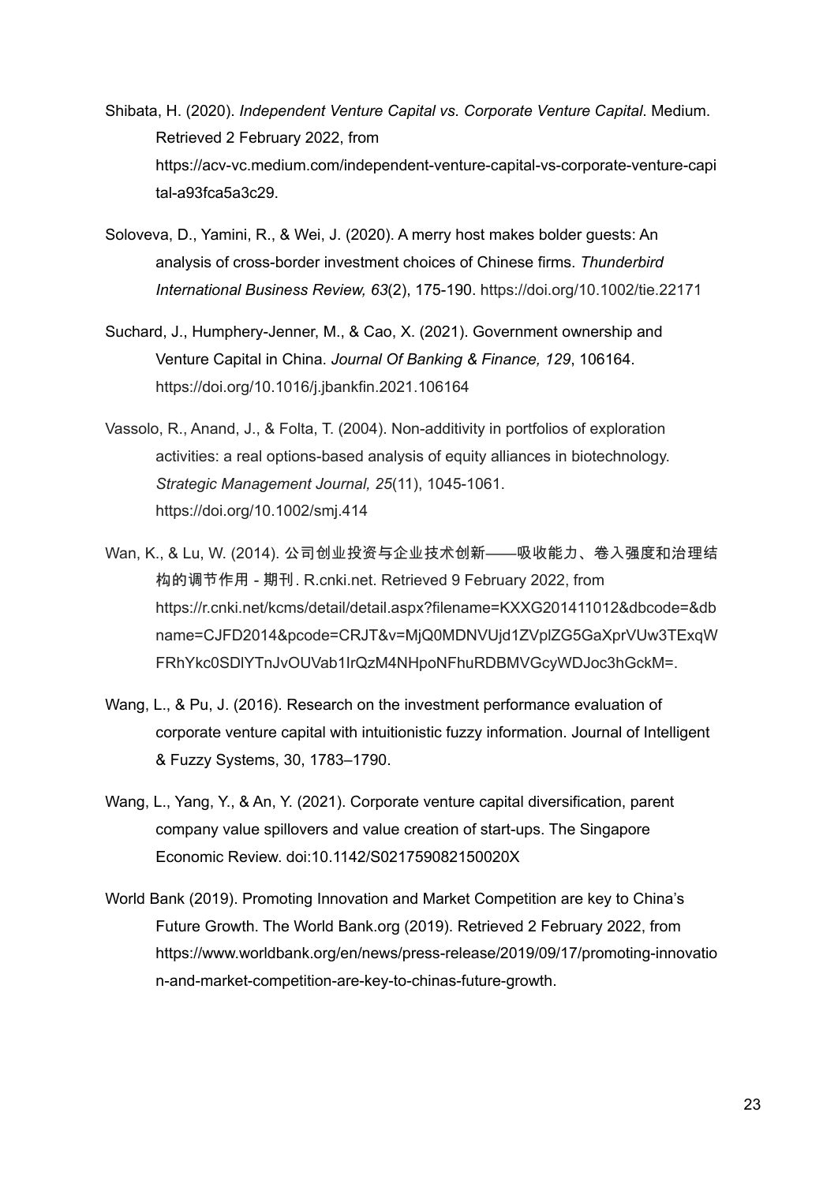Shibata, H. (2020). *Independent Venture Capital vs. Corporate Venture Capital*. Medium. Retrieved 2 February 2022, from https://acv-vc.medium.com/independent-venture-capital-vs-corporate-venture-capital-a93fca5a3c29.

Soloveva, D., Yamini, R., & Wei, J. (2020). A merry host makes bolder guests: An analysis of cross-border investment choices of Chinese firms. *Thunderbird International Business Review, 63*(2), 175-190. https://doi.org/10.1002/tie.22171

Suchard, J., Humphery-Jenner, M., & Cao, X. (2021). Government ownership and Venture Capital in China. *Journal Of Banking & Finance, 129*, 106164. https://doi.org/10.1016/j.jbankfin.2021.106164

Vassolo, R., Anand, J., & Folta, T. (2004). Non-additivity in portfolios of exploration activities: a real options-based analysis of equity alliances in biotechnology. *Strategic Management Journal, 25*(11), 1045-1061. https://doi.org/10.1002/smj.414

Wan, K., & Lu, W. (2014). 公司创业投资与企业技术创新——吸收能力、卷入强度和治理结构的调节作用 - 期刊. R.cnki.net. Retrieved 9 February 2022, from https://r.cnki.net/kcms/detail/detail.aspx?filename=KXXG201411012&dbcode=&dbname=CJFD2014&pcode=CRJT&v=MjQ0MDNVUjd1ZVplZG5GaXprVUw3TExqWFRhYkc0SDlYTnJvOUVab1lrQzM4NHpoNFhuRDBMVGcyWDJoc3hGckM=.

Wang, L., & Pu, J. (2016). Research on the investment performance evaluation of corporate venture capital with intuitionistic fuzzy information. Journal of Intelligent & Fuzzy Systems, 30, 1783–1790.

Wang, L., Yang, Y., & An, Y. (2021). Corporate venture capital diversification, parent company value spillovers and value creation of start-ups. The Singapore Economic Review. doi:10.1142/S021759082150020X

World Bank (2019). Promoting Innovation and Market Competition are key to China's Future Growth. The World Bank.org (2019). Retrieved 2 February 2022, from https://www.worldbank.org/en/news/press-release/2019/09/17/promoting-innovation-and-market-competition-are-key-to-chinas-future-growth.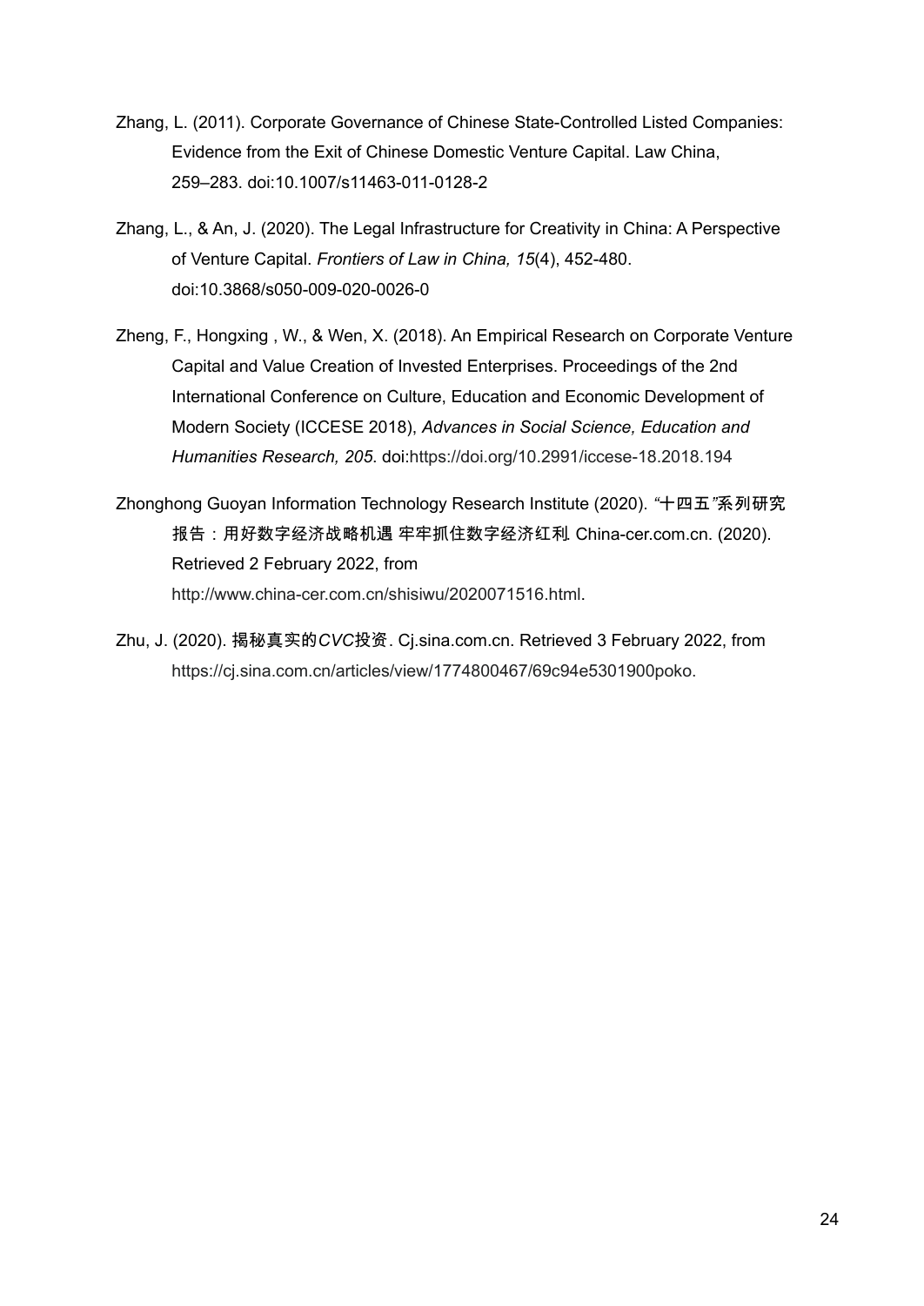Zhang, L. (2011). Corporate Governance of Chinese State-Controlled Listed Companies: Evidence from the Exit of Chinese Domestic Venture Capital. Law China, 259–283. doi:10.1007/s11463-011-0128-2

Zhang, L., & An, J. (2020). The Legal Infrastructure for Creativity in China: A Perspective of Venture Capital. *Frontiers of Law in China, 15*(4), 452-480. doi:10.3868/s050-009-020-0026-0

Zheng, F., Hongxing , W., & Wen, X. (2018). An Empirical Research on Corporate Venture Capital and Value Creation of Invested Enterprises. Proceedings of the 2nd International Conference on Culture, Education and Economic Development of Modern Society (ICCESE 2018), *Advances in Social Science, Education and Humanities Research, 205*. doi:https://doi.org/10.2991/iccese-18.2018.194

Zhonghong Guoyan Information Technology Research Institute (2020). *"十四五"系列研究报告：用好数字经济战略机遇 牢牢抓住数字经济红利*. China-cer.com.cn. (2020). Retrieved 2 February 2022, from http://www.china-cer.com.cn/shisiwu/2020071516.html.

Zhu, J. (2020). *揭秘真实的CVC投资*. Cj.sina.com.cn. Retrieved 3 February 2022, from https://cj.sina.com.cn/articles/view/1774800467/69c94e5301900poko.